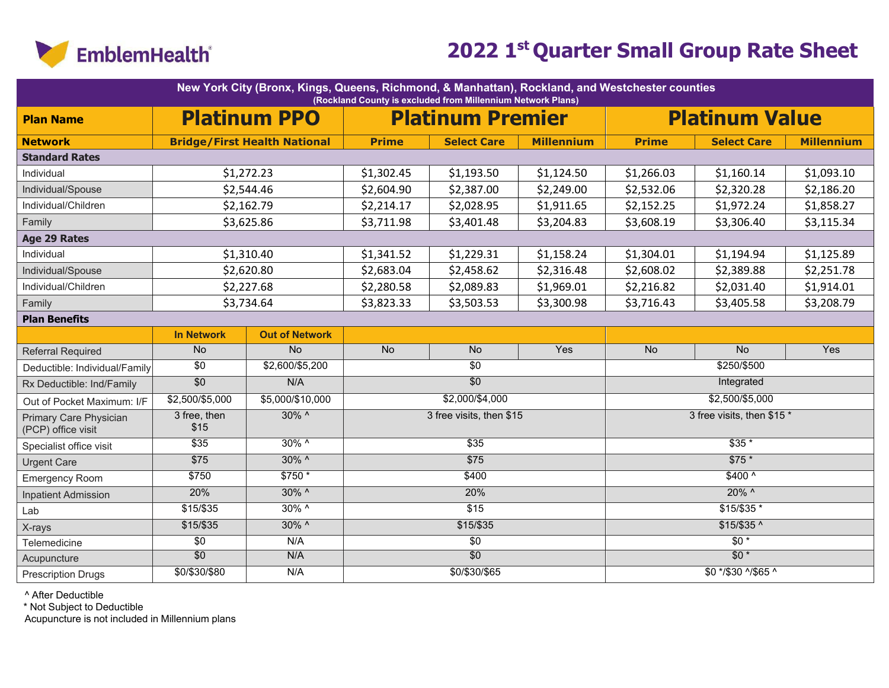EmblemHealth

# 2022 1st Quarter Small Group Rate Sheet

| New York City (Bronx, Kings, Queens, Richmond, & Manhattan), Rockland, and Westchester counties (Rockland County is excluded from Millennium Network Plans) | | | | | | | | |
|---|---|---|---|---|---|---|---|---|
| **Plan Name** | **Platinum PPO** | | **Platinum Premier** | | | **Platinum Value** | | |
| **Network** | **Bridge/First Health National** | | **Prime** | **Select Care** | **Millennium** | **Prime** | **Select Care** | **Millennium** |
| **Standard Rates** | | | | | | | | |
| Individual | $1,272.23 | | $1,302.45 | $1,193.50 | $1,124.50 | $1,266.03 | $1,160.14 | $1,093.10 |
| Individual/Spouse | $2,544.46 | | $2,604.90 | $2,387.00 | $2,249.00 | $2,532.06 | $2,320.28 | $2,186.20 |
| Individual/Children | $2,162.79 | | $2,214.17 | $2,028.95 | $1,911.65 | $2,152.25 | $1,972.24 | $1,858.27 |
| Family | $3,625.86 | | $3,711.98 | $3,401.48 | $3,204.83 | $3,608.19 | $3,306.40 | $3,115.34 |
| **Age 29 Rates** | | | | | | | | |
| Individual | $1,310.40 | | $1,341.52 | $1,229.31 | $1,158.24 | $1,304.01 | $1,194.94 | $1,125.89 |
| Individual/Spouse | $2,620.80 | | $2,683.04 | $2,458.62 | $2,316.48 | $2,608.02 | $2,389.88 | $2,251.78 |
| Individual/Children | $2,227.68 | | $2,280.58 | $2,089.83 | $1,969.01 | $2,216.82 | $2,031.40 | $1,914.01 |
| Family | $3,734.64 | | $3,823.33 | $3,503.53 | $3,300.98 | $3,716.43 | $3,405.58 | $3,208.79 |
| **Plan Benefits** | | | | | | | | |
| | **In Network** | **Out of Network** | | | | | | |
| Referral Required | No | No | No | No | Yes | No | No | Yes |
| Deductible: Individual/Family | $0 | $2,600/$5,200 | $0 | | | $250/$500 | | |
| Rx Deductible: Ind/Family | $0 | N/A | $0 | | | Integrated | | |
| Out of Pocket Maximum: I/F | $2,500/$5,000 | $5,000/$10,000 | $2,000/$4,000 | | | $2,500/$5,000 | | |
| Primary Care Physician (PCP) office visit | 3 free, then $15 | 30% ^ | 3 free visits, then $15 | | | 3 free visits, then $15 * | | |
| Specialist office visit | $35 | 30% ^ | $35 | | | $35 * | | |
| Urgent Care | $75 | 30% ^ | $75 | | | $75 * | | |
| Emergency Room | $750 | $750 * | $400 | | | $400 ^ | | |
| Inpatient Admission | 20% | 30% ^ | 20% | | | 20% ^ | | |
| Lab | $15/$35 | 30% ^ | $15 | | | $15/$35 * | | |
| X-rays | $15/$35 | 30% ^ | $15/$35 | | | $15/$35 ^ | | |
| Telemedicine | $0 | N/A | $0 | | | $0 * | | |
| Acupuncture | $0 | N/A | $0 | | | $0 * | | |
| Prescription Drugs | $0/$30/$80 | N/A | $0/$30/$65 | | | $0 */$30 ^/$65 ^ | | |

^ After Deductible
* Not Subject to Deductible
Acupuncture is not included in Millennium plans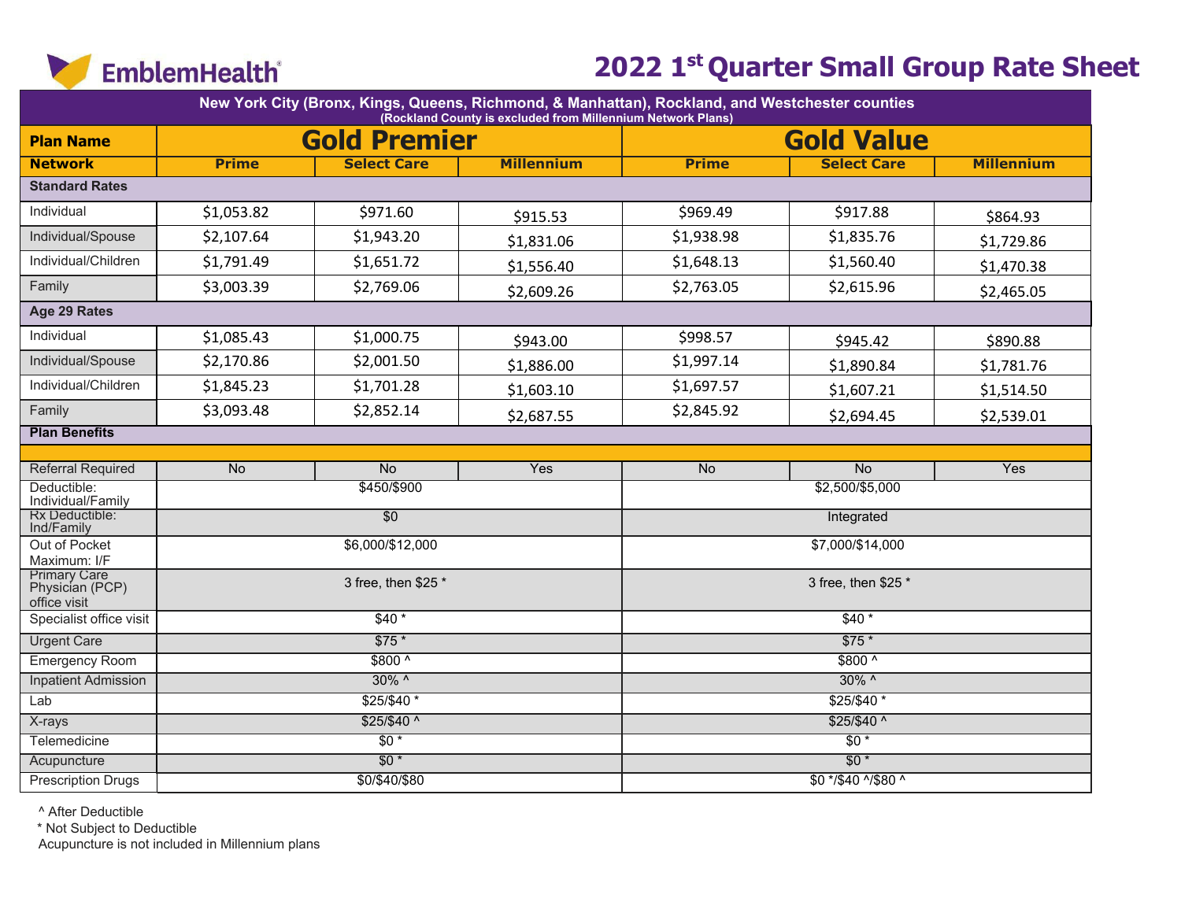# EmblemHealth

# 2022 1st Quarter Small Group Rate Sheet

| New York City (Bronx, Kings, Queens, Richmond, & Manhattan), Rockland, and Westchester counties (Rockland County is excluded from Millennium Network Plans) | | | | | | |
|---|---|---|---|---|---|---|
| **Plan Name** | **Gold Premier** | | | **Gold Value** | | |
| **Network** | **Prime** | **Select Care** | **Millennium** | **Prime** | **Select Care** | **Millennium** |
| **Standard Rates** | | | | | | |
| Individual | $1,053.82 | $971.60 | $915.53 | $969.49 | $917.88 | $864.93 |
| Individual/Spouse | $2,107.64 | $1,943.20 | $1,831.06 | $1,938.98 | $1,835.76 | $1,729.86 |
| Individual/Children | $1,791.49 | $1,651.72 | $1,556.40 | $1,648.13 | $1,560.40 | $1,470.38 |
| Family | $3,003.39 | $2,769.06 | $2,609.26 | $2,763.05 | $2,615.96 | $2,465.05 |
| **Age 29 Rates** | | | | | | |
| Individual | $1,085.43 | $1,000.75 | $943.00 | $998.57 | $945.42 | $890.88 |
| Individual/Spouse | $2,170.86 | $2,001.50 | $1,886.00 | $1,997.14 | $1,890.84 | $1,781.76 |
| Individual/Children | $1,845.23 | $1,701.28 | $1,603.10 | $1,697.57 | $1,607.21 | $1,514.50 |
| Family | $3,093.48 | $2,852.14 | $2,687.55 | $2,845.92 | $2,694.45 | $2,539.01 |
| **Plan Benefits** | | | | | | |
| Referral Required | No | No | Yes | No | No | Yes |
| Deductible: Individual/Family | $450/$900 | | | $2,500/$5,000 | | |
| Rx Deductible: Ind/Family | $0 | | | Integrated | | |
| Out of Pocket Maximum: I/F | $6,000/$12,000 | | | $7,000/$14,000 | | |
| Primary Care Physician (PCP) office visit | 3 free, then $25 * | | | 3 free, then $25 * | | |
| Specialist office visit | $40 * | | | $40 * | | |
| Urgent Care | $75 * | | | $75 * | | |
| Emergency Room | $800 ^ | | | $800 ^ | | |
| Inpatient Admission | 30% ^ | | | 30% ^ | | |
| Lab | $25/$40 * | | | $25/$40 * | | |
| X-rays | $25/$40 ^ | | | $25/$40 ^ | | |
| Telemedicine | $0 * | | | $0 * | | |
| Acupuncture | $0 * | | | $0 * | | |
| Prescription Drugs | $0/$40/$80 | | | $0 */$40 ^/$80 ^ | | |

^ After Deductible

* Not Subject to Deductible

Acupuncture is not included in Millennium plans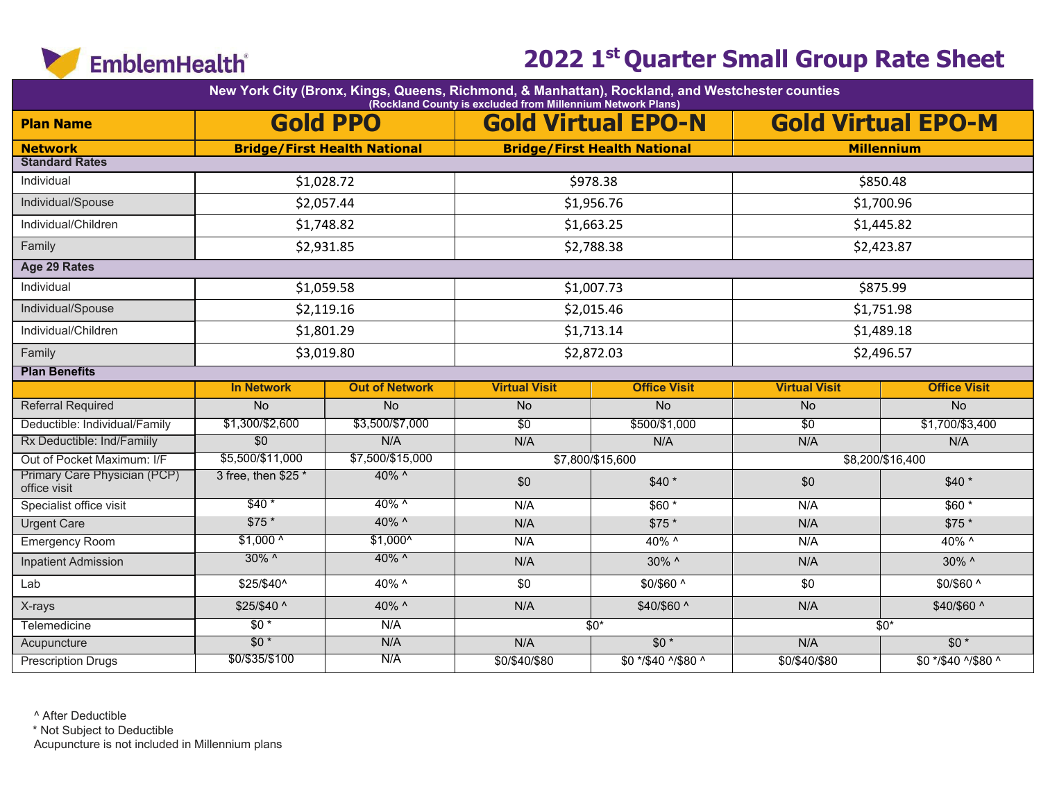EmblemHealth

# 2022 1st Quarter Small Group Rate Sheet

New York City (Bronx, Kings, Queens, Richmond, & Manhattan), Rockland, and Westchester counties
(Rockland County is excluded from Millennium Network Plans)

| **Plan Name** | **Gold PPO** | | **Gold Virtual EPO-N** | | **Gold Virtual EPO-M** | |
|---|---|---|---|---|---|---|
| **Network** | **Bridge/First Health National** | | **Bridge/First Health National** | | **Millennium** | |
| **Standard Rates** | | | | | | |
| Individual | $1,028.72 | | $978.38 | | $850.48 | |
| Individual/Spouse | $2,057.44 | | $1,956.76 | | $1,700.96 | |
| Individual/Children | $1,748.82 | | $1,663.25 | | $1,445.82 | |
| Family | $2,931.85 | | $2,788.38 | | $2,423.87 | |
| **Age 29 Rates** | | | | | | |
| Individual | $1,059.58 | | $1,007.73 | | $875.99 | |
| Individual/Spouse | $2,119.16 | | $2,015.46 | | $1,751.98 | |
| Individual/Children | $1,801.29 | | $1,713.14 | | $1,489.18 | |
| Family | $3,019.80 | | $2,872.03 | | $2,496.57 | |
| **Plan Benefits** | | | | | | |
| | **In Network** | **Out of Network** | **Virtual Visit** | **Office Visit** | **Virtual Visit** | **Office Visit** |
| Referral Required | No | No | No | No | No | No |
| Deductible: Individual/Family | $1,300/$2,600 | $3,500/$7,000 | $0 | $500/$1,000 | $0 | $1,700/$3,400 |
| Rx Deductible: Ind/Familly | $0 | N/A | N/A | N/A | N/A | N/A |
| Out of Pocket Maximum: I/F | $5,500/$11,000 | $7,500/$15,000 | $7,800/$15,600 | | $8,200/$16,400 | |
| Primary Care Physician (PCP) office visit | 3 free, then $25 * | 40% ^ | $0 | $40 * | $0 | $40 * |
| Specialist office visit | $40 * | 40% ^ | N/A | $60 * | N/A | $60 * |
| Urgent Care | $75 * | 40% ^ | N/A | $75 * | N/A | $75 * |
| Emergency Room | $1,000 ^ | $1,000^ | N/A | 40% ^ | N/A | 40% ^ |
| Inpatient Admission | 30% ^ | 40% ^ | N/A | 30% ^ | N/A | 30% ^ |
| Lab | $25/$40^ | 40% ^ | $0 | $0/$60 ^ | $0 | $0/$60 ^ |
| X-rays | $25/$40 ^ | 40% ^ | N/A | $40/$60 ^ | N/A | $40/$60 ^ |
| Telemedicine | $0 * | N/A | $0* | | $0* | |
| Acupuncture | $0 * | N/A | N/A | $0 * | N/A | $0 * |
| Prescription Drugs | $0/$35/$100 | N/A | $0/$40/$80 | $0 */$40 ^/$80 ^ | $0/$40/$80 | $0 */$40 ^/$80 ^ |

^ After Deductible
\* Not Subject to Deductible
Acupuncture is not included in Millennium plans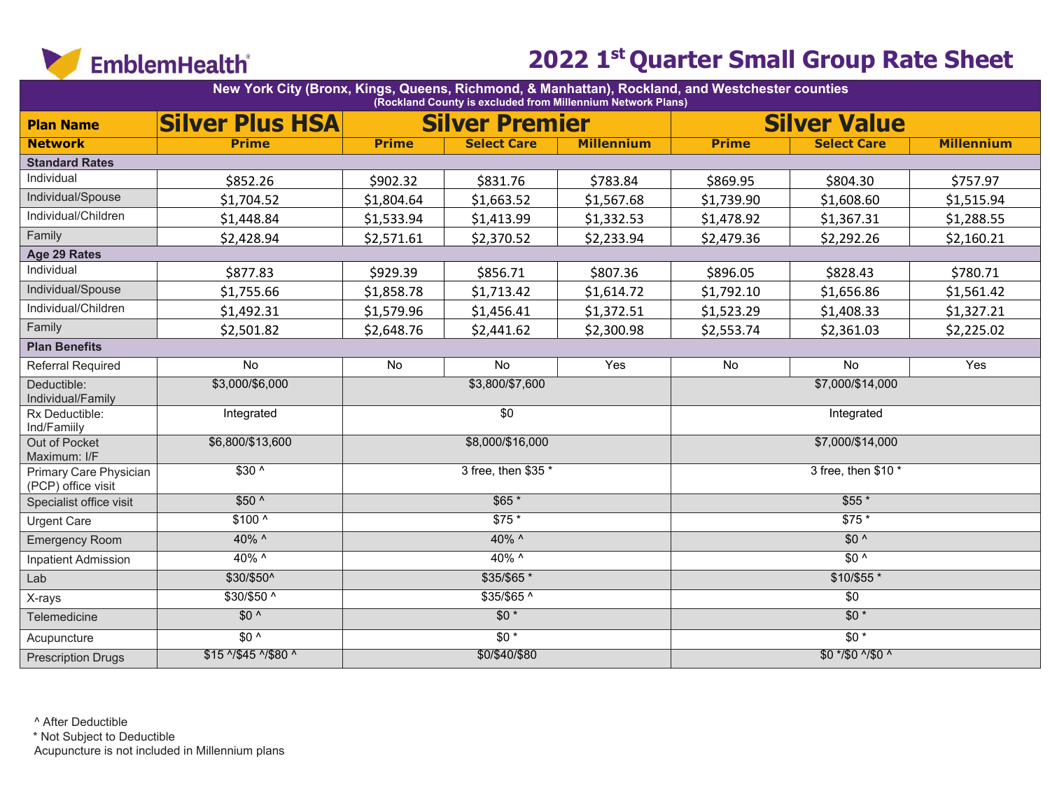EmblemHealth®

# 2022 1st Quarter Small Group Rate Sheet

**New York City (Bronx, Kings, Queens, Richmond, & Manhattan), Rockland, and Westchester counties**
(Rockland County is excluded from Millennium Network Plans)

| Plan Name | Silver Plus HSA | Silver Premier | | | Silver Value | | |
|---|---|---|---|---|---|---|---|
| **Network** | **Prime** | **Prime** | **Select Care** | **Millennium** | **Prime** | **Select Care** | **Millennium** |
| **Standard Rates** | | | | | | | |
| Individual | $852.26 | $902.32 | $831.76 | $783.84 | $869.95 | $804.30 | $757.97 |
| Individual/Spouse | $1,704.52 | $1,804.64 | $1,663.52 | $1,567.68 | $1,739.90 | $1,608.60 | $1,515.94 |
| Individual/Children | $1,448.84 | $1,533.94 | $1,413.99 | $1,332.53 | $1,478.92 | $1,367.31 | $1,288.55 |
| Family | $2,428.94 | $2,571.61 | $2,370.52 | $2,233.94 | $2,479.36 | $2,292.26 | $2,160.21 |
| **Age 29 Rates** | | | | | | | |
| Individual | $877.83 | $929.39 | $856.71 | $807.36 | $896.05 | $828.43 | $780.71 |
| Individual/Spouse | $1,755.66 | $1,858.78 | $1,713.42 | $1,614.72 | $1,792.10 | $1,656.86 | $1,561.42 |
| Individual/Children | $1,492.31 | $1,579.96 | $1,456.41 | $1,372.51 | $1,523.29 | $1,408.33 | $1,327.21 |
| Family | $2,501.82 | $2,648.76 | $2,441.62 | $2,300.98 | $2,553.74 | $2,361.03 | $2,225.02 |
| **Plan Benefits** | | | | | | | |
| Referral Required | No | No | No | Yes | No | No | Yes |
| Deductible: Individual/Family | $3,000/$6,000 | $3,800/$7,600 | | | $7,000/$14,000 | | |
| Rx Deductible: Ind/Famiily | Integrated | $0 | | | Integrated | | |
| Out of Pocket Maximum: I/F | $6,800/$13,600 | $8,000/$16,000 | | | $7,000/$14,000 | | |
| Primary Care Physician (PCP) office visit | $30 ^ | 3 free, then $35 * | | | 3 free, then $10 * | | |
| Specialist office visit | $50 ^ | $65 * | | | $55 * | | |
| Urgent Care | $100 ^ | $75 * | | | $75 * | | |
| Emergency Room | 40% ^ | 40% ^ | | | $0 ^ | | |
| Inpatient Admission | 40% ^ | 40% ^ | | | $0 ^ | | |
| Lab | $30/$50^ | $35/$65 * | | | $10/$55 * | | |
| X-rays | $30/$50 ^ | $35/$65 ^ | | | $0 | | |
| Telemedicine | $0 ^ | $0 * | | | $0 * | | |
| Acupuncture | $0 ^ | $0 * | | | $0 * | | |
| Prescription Drugs | $15 ^/$45 ^/$80 ^ | $0/$40/$80 | | | $0 */$0 ^/$0 ^ | | |

^ After Deductible
* Not Subject to Deductible
Acupuncture is not included in Millennium plans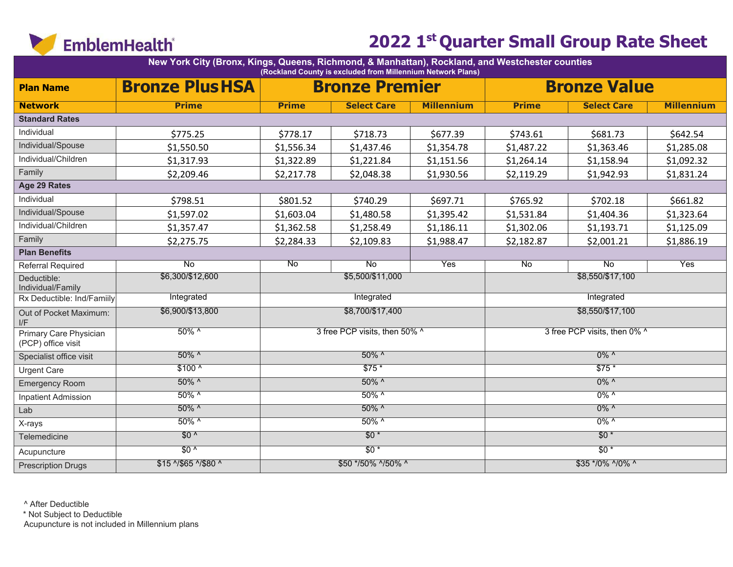EmblemHealth®

# 2022 1st Quarter Small Group Rate Sheet

| New York City (Bronx, Kings, Queens, Richmond, & Manhattan), Rockland, and Westchester counties (Rockland County is excluded from Millennium Network Plans) | | | | | | | |
|---|---|---|---|---|---|---|---|
| **Plan Name** | **Bronze Plus HSA** | **Bronze Premier** | | | **Bronze Value** | | |
| **Network** | **Prime** | **Prime** | **Select Care** | **Millennium** | **Prime** | **Select Care** | **Millennium** |
| **Standard Rates** | | | | | | | |
| Individual | $775.25 | $778.17 | $718.73 | $677.39 | $743.61 | $681.73 | $642.54 |
| Individual/Spouse | $1,550.50 | $1,556.34 | $1,437.46 | $1,354.78 | $1,487.22 | $1,363.46 | $1,285.08 |
| Individual/Children | $1,317.93 | $1,322.89 | $1,221.84 | $1,151.56 | $1,264.14 | $1,158.94 | $1,092.32 |
| Family | $2,209.46 | $2,217.78 | $2,048.38 | $1,930.56 | $2,119.29 | $1,942.93 | $1,831.24 |
| **Age 29 Rates** | | | | | | | |
| Individual | $798.51 | $801.52 | $740.29 | $697.71 | $765.92 | $702.18 | $661.82 |
| Individual/Spouse | $1,597.02 | $1,603.04 | $1,480.58 | $1,395.42 | $1,531.84 | $1,404.36 | $1,323.64 |
| Individual/Children | $1,357.47 | $1,362.58 | $1,258.49 | $1,186.11 | $1,302.06 | $1,193.71 | $1,125.09 |
| Family | $2,275.75 | $2,284.33 | $2,109.83 | $1,988.47 | $2,182.87 | $2,001.21 | $1,886.19 |
| **Plan Benefits** | | | | | | | |
| Referral Required | No | No | No | Yes | No | No | Yes |
| Deductible: Individual/Family | $6,300/$12,600 | $5,500/$11,000 | | | $8,550/$17,100 | | |
| Rx Deductible: Ind/Famiily | Integrated | Integrated | | | Integrated | | |
| Out of Pocket Maximum: I/F | $6,900/$13,800 | $8,700/$17,400 | | | $8,550/$17,100 | | |
| Primary Care Physician (PCP) office visit | 50% ^ | 3 free PCP visits, then 50% ^ | | | 3 free PCP visits, then 0% ^ | | |
| Specialist office visit | 50% ^ | 50% ^ | | | 0% ^ | | |
| Urgent Care | $100 ^ | $75 * | | | $75 * | | |
| Emergency Room | 50% ^ | 50% ^ | | | 0% ^ | | |
| Inpatient Admission | 50% ^ | 50% ^ | | | 0% ^ | | |
| Lab | 50% ^ | 50% ^ | | | 0% ^ | | |
| X-rays | 50% ^ | 50% ^ | | | 0% ^ | | |
| Telemedicine | $0 ^ | $0 * | | | $0 * | | |
| Acupuncture | $0 ^ | $0 * | | | $0 * | | |
| Prescription Drugs | $15 ^/$65 ^/$80 ^ | $50 */50% ^/50% ^ | | | $35 */0% ^/0% ^ | | |

^ After Deductible
* Not Subject to Deductible
Acupuncture is not included in Millennium plans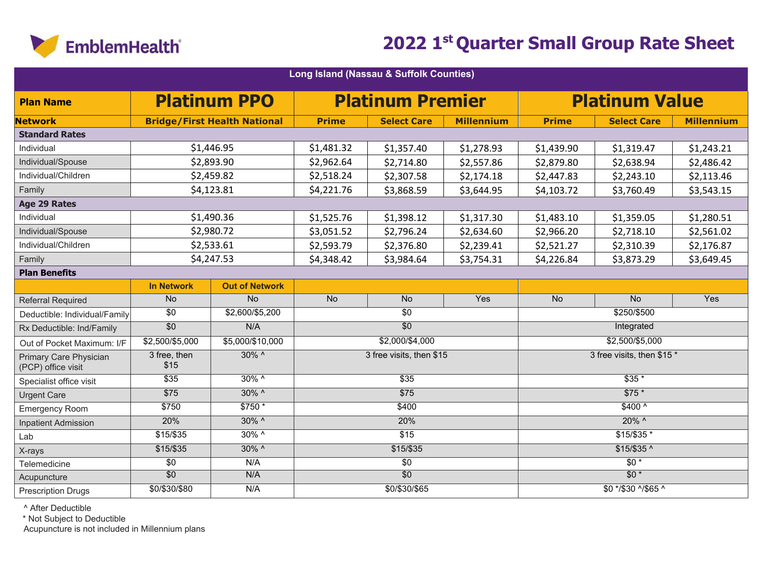EmblemHealth

# 2022 1st Quarter Small Group Rate Sheet

| Long Island (Nassau & Suffolk Counties) | | | | | | | | |
|---|---|---|---|---|---|---|---|---|
| **Plan Name** | **Platinum PPO** | | **Platinum Premier** | | | **Platinum Value** | | |
| **Network** | **Bridge/First Health National** | | **Prime** | **Select Care** | **Millennium** | **Prime** | **Select Care** | **Millennium** |
| **Standard Rates** | | | | | | | | |
| Individual | $1,446.95 | | $1,481.32 | $1,357.40 | $1,278.93 | $1,439.90 | $1,319.47 | $1,243.21 |
| Individual/Spouse | $2,893.90 | | $2,962.64 | $2,714.80 | $2,557.86 | $2,879.80 | $2,638.94 | $2,486.42 |
| Individual/Children | $2,459.82 | | $2,518.24 | $2,307.58 | $2,174.18 | $2,447.83 | $2,243.10 | $2,113.46 |
| Family | $4,123.81 | | $4,221.76 | $3,868.59 | $3,644.95 | $4,103.72 | $3,760.49 | $3,543.15 |
| **Age 29 Rates** | | | | | | | | |
| Individual | $1,490.36 | | $1,525.76 | $1,398.12 | $1,317.30 | $1,483.10 | $1,359.05 | $1,280.51 |
| Individual/Spouse | $2,980.72 | | $3,051.52 | $2,796.24 | $2,634.60 | $2,966.20 | $2,718.10 | $2,561.02 |
| Individual/Children | $2,533.61 | | $2,593.79 | $2,376.80 | $2,239.41 | $2,521.27 | $2,310.39 | $2,176.87 |
| Family | $4,247.53 | | $4,348.42 | $3,984.64 | $3,754.31 | $4,226.84 | $3,873.29 | $3,649.45 |
| **Plan Benefits** | | | | | | | | |
| | **In Network** | **Out of Network** | | | | | | |
| Referral Required | No | No | No | No | Yes | No | No | Yes |
| Deductible: Individual/Family | $0 | $2,600/$5,200 | $0 | | | $250/$500 | | |
| Rx Deductible: Ind/Family | $0 | N/A | $0 | | | Integrated | | |
| Out of Pocket Maximum: I/F | $2,500/$5,000 | $5,000/$10,000 | $2,000/$4,000 | | | $2,500/$5,000 | | |
| Primary Care Physician (PCP) office visit | 3 free, then $15 | 30% ^ | 3 free visits, then $15 | | | 3 free visits, then $15 * | | |
| Specialist office visit | $35 | 30% ^ | $35 | | | $35 * | | |
| Urgent Care | $75 | 30% ^ | $75 | | | $75 * | | |
| Emergency Room | $750 | $750 * | $400 | | | $400 ^ | | |
| Inpatient Admission | 20% | 30% ^ | 20% | | | 20% ^ | | |
| Lab | $15/$35 | 30% ^ | $15 | | | $15/$35 * | | |
| X-rays | $15/$35 | 30% ^ | $15/$35 | | | $15/$35 ^ | | |
| Telemedicine | $0 | N/A | $0 | | | $0 * | | |
| Acupuncture | $0 | N/A | $0 | | | $0 * | | |
| Prescription Drugs | $0/$30/$80 | N/A | $0/$30/$65 | | | $0 */$30 ^/$65 ^ | | |

^ After Deductible
* Not Subject to Deductible
Acupuncture is not included in Millennium plans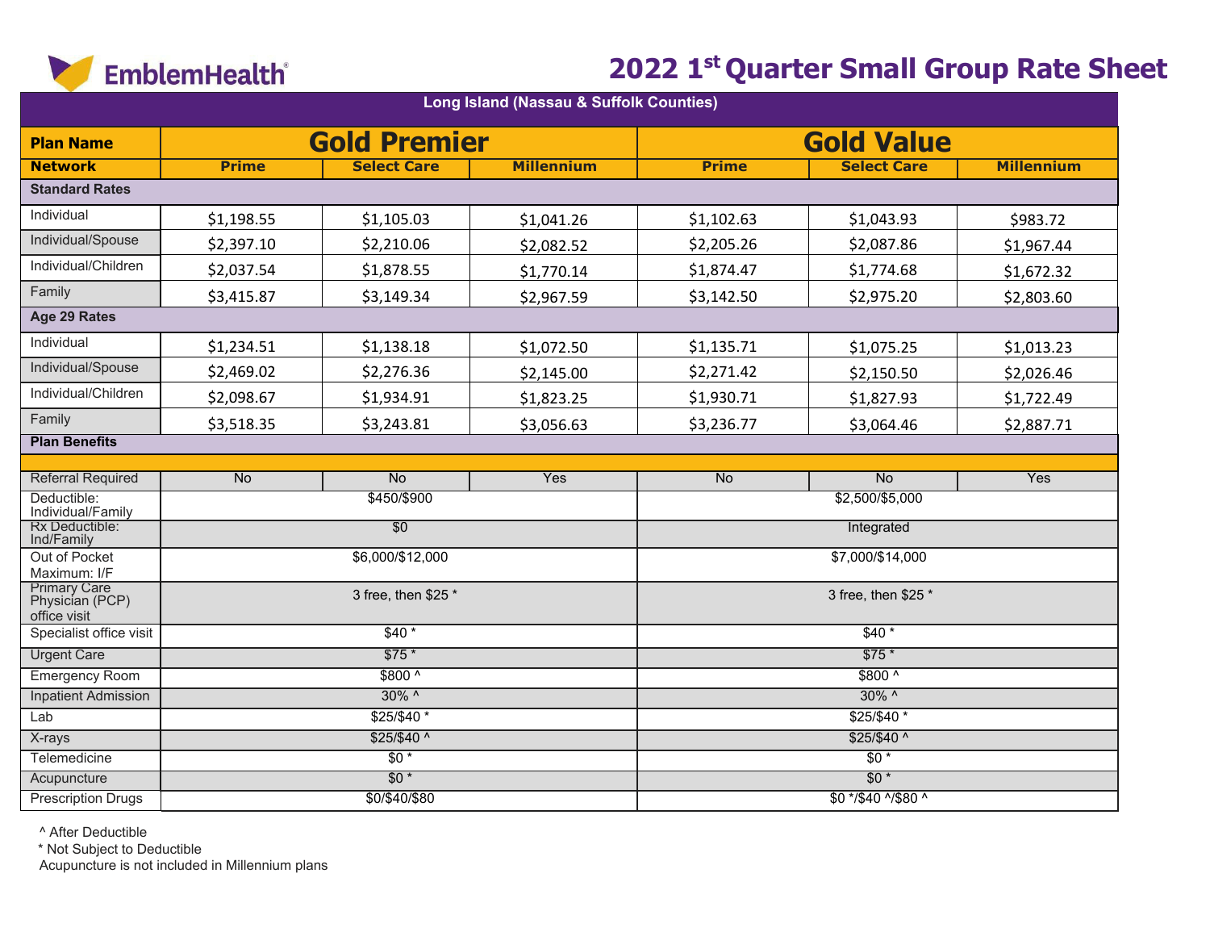EmblemHealth

# 2022 1st Quarter Small Group Rate Sheet

| Long Island (Nassau & Suffolk Counties) | | | | | | |
|---|---|---|---|---|---|---|
| **Plan Name** | **Gold Premier** | | | **Gold Value** | | |
| **Network** | **Prime** | **Select Care** | **Millennium** | **Prime** | **Select Care** | **Millennium** |
| **Standard Rates** | | | | | | |
| Individual | $1,198.55 | $1,105.03 | $1,041.26 | $1,102.63 | $1,043.93 | $983.72 |
| Individual/Spouse | $2,397.10 | $2,210.06 | $2,082.52 | $2,205.26 | $2,087.86 | $1,967.44 |
| Individual/Children | $2,037.54 | $1,878.55 | $1,770.14 | $1,874.47 | $1,774.68 | $1,672.32 |
| Family | $3,415.87 | $3,149.34 | $2,967.59 | $3,142.50 | $2,975.20 | $2,803.60 |
| **Age 29 Rates** | | | | | | |
| Individual | $1,234.51 | $1,138.18 | $1,072.50 | $1,135.71 | $1,075.25 | $1,013.23 |
| Individual/Spouse | $2,469.02 | $2,276.36 | $2,145.00 | $2,271.42 | $2,150.50 | $2,026.46 |
| Individual/Children | $2,098.67 | $1,934.91 | $1,823.25 | $1,930.71 | $1,827.93 | $1,722.49 |
| Family | $3,518.35 | $3,243.81 | $3,056.63 | $3,236.77 | $3,064.46 | $2,887.71 |
| **Plan Benefits** | | | | | | |
| Referral Required | No | No | Yes | No | No | Yes |
| Deductible: Individual/Family | $450/$900 | | | $2,500/$5,000 | | |
| Rx Deductible: Ind/Family | $0 | | | Integrated | | |
| Out of Pocket Maximum: I/F | $6,000/$12,000 | | | $7,000/$14,000 | | |
| Primary Care Physician (PCP) office visit | 3 free, then $25 * | | | 3 free, then $25 * | | |
| Specialist office visit | $40 * | | | $40 * | | |
| Urgent Care | $75 * | | | $75 * | | |
| Emergency Room | $800 ^ | | | $800 ^ | | |
| Inpatient Admission | 30% ^ | | | 30% ^ | | |
| Lab | $25/$40 * | | | $25/$40 * | | |
| X-rays | $25/$40 ^ | | | $25/$40 ^ | | |
| Telemedicine | $0 * | | | $0 * | | |
| Acupuncture | $0 * | | | $0 * | | |
| Prescription Drugs | $0/$40/$80 | | | $0 */$40 ^/$80 ^ | | |

^ After Deductible

* Not Subject to Deductible

Acupuncture is not included in Millennium plans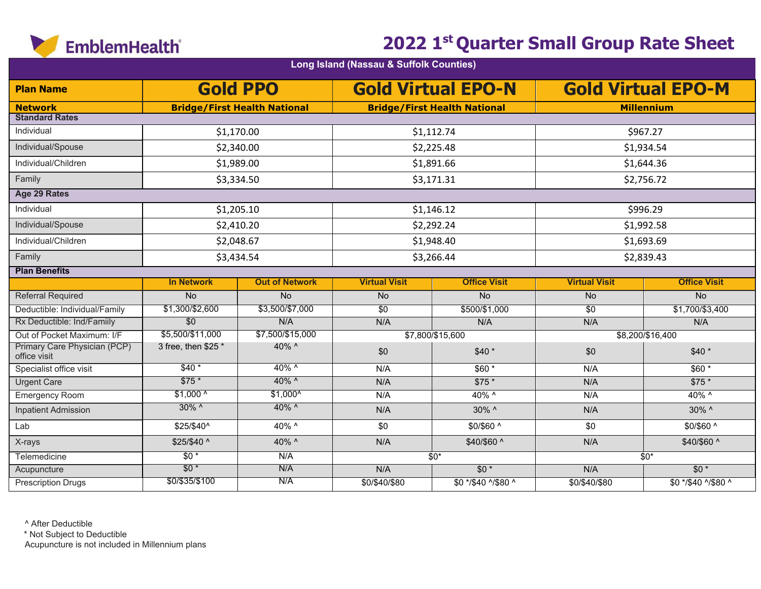EmblemHealth®

# 2022 1st Quarter Small Group Rate Sheet

| Long Island (Nassau & Suffolk Counties) | | | | | | |
|---|---|---|---|---|---|---|
| **Plan Name** | **Gold PPO** | | **Gold Virtual EPO-N** | | **Gold Virtual EPO-M** | |
| **Network** | **Bridge/First Health National** | | **Bridge/First Health National** | | **Millennium** | |
| **Standard Rates** | | | | | | |
| Individual | $1,170.00 | | $1,112.74 | | $967.27 | |
| Individual/Spouse | $2,340.00 | | $2,225.48 | | $1,934.54 | |
| Individual/Children | $1,989.00 | | $1,891.66 | | $1,644.36 | |
| Family | $3,334.50 | | $3,171.31 | | $2,756.72 | |
| **Age 29 Rates** | | | | | | |
| Individual | $1,205.10 | | $1,146.12 | | $996.29 | |
| Individual/Spouse | $2,410.20 | | $2,292.24 | | $1,992.58 | |
| Individual/Children | $2,048.67 | | $1,948.40 | | $1,693.69 | |
| Family | $3,434.54 | | $3,266.44 | | $2,839.43 | |
| **Plan Benefits** | | | | | | |
| | **In Network** | **Out of Network** | **Virtual Visit** | **Office Visit** | **Virtual Visit** | **Office Visit** |
| Referral Required | No | No | No | No | No | No |
| Deductible: Individual/Family | $1,300/$2,600 | $3,500/$7,000 | $0 | $500/$1,000 | $0 | $1,700/$3,400 |
| Rx Deductible: Ind/Famiily | $0 | N/A | N/A | N/A | N/A | N/A |
| Out of Pocket Maximum: I/F | $5,500/$11,000 | $7,500/$15,000 | $7,800/$15,600 | | $8,200/$16,400 | |
| Primary Care Physician (PCP) office visit | 3 free, then $25 * | 40% ^ | $0 | $40 * | $0 | $40 * |
| Specialist office visit | $40 * | 40% ^ | N/A | $60 * | N/A | $60 * |
| Urgent Care | $75 * | 40% ^ | N/A | $75 * | N/A | $75 * |
| Emergency Room | $1,000 ^ | $1,000^ | N/A | 40% ^ | N/A | 40% ^ |
| Inpatient Admission | 30% ^ | 40% ^ | N/A | 30% ^ | N/A | 30% ^ |
| Lab | $25/$40^ | 40% ^ | $0 | $0/$60 ^ | $0 | $0/$60 ^ |
| X-rays | $25/$40 ^ | 40% ^ | N/A | $40/$60 ^ | N/A | $40/$60 ^ |
| Telemedicine | $0 * | N/A | $0* | | $0* | |
| Acupuncture | $0 * | N/A | N/A | $0 * | N/A | $0 * |
| Prescription Drugs | $0/$35/$100 | N/A | $0/$40/$80 | $0 */$40 ^/$80 ^ | $0/$40/$80 | $0 */$40 ^/$80 ^ |

^ After Deductible
\* Not Subject to Deductible
Acupuncture is not included in Millennium plans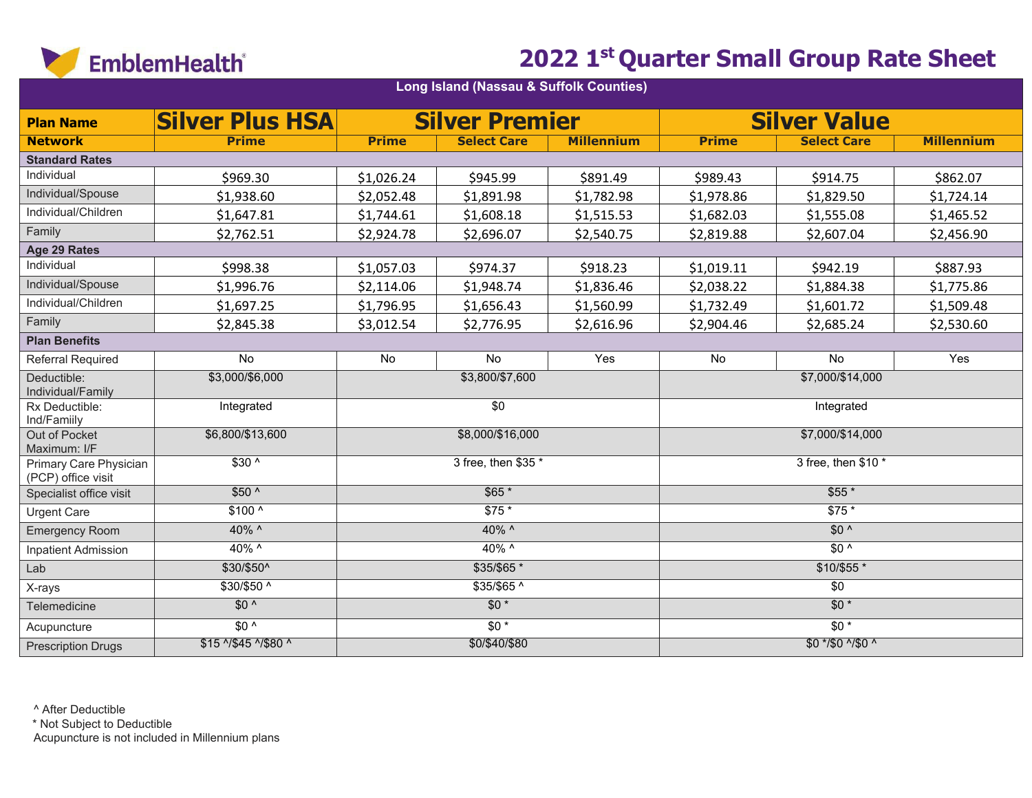EmblemHealth

# 2022 1st Quarter Small Group Rate Sheet

| Long Island (Nassau & Suffolk Counties) | | | | | | | |
|---|---|---|---|---|---|---|---|
| **Plan Name** | **Silver Plus HSA** | **Silver Premier** | | | **Silver Value** | | |
| **Network** | **Prime** | **Prime** | **Select Care** | **Millennium** | **Prime** | **Select Care** | **Millennium** |
| **Standard Rates** | | | | | | | |
| Individual | $969.30 | $1,026.24 | $945.99 | $891.49 | $989.43 | $914.75 | $862.07 |
| Individual/Spouse | $1,938.60 | $2,052.48 | $1,891.98 | $1,782.98 | $1,978.86 | $1,829.50 | $1,724.14 |
| Individual/Children | $1,647.81 | $1,744.61 | $1,608.18 | $1,515.53 | $1,682.03 | $1,555.08 | $1,465.52 |
| Family | $2,762.51 | $2,924.78 | $2,696.07 | $2,540.75 | $2,819.88 | $2,607.04 | $2,456.90 |
| **Age 29 Rates** | | | | | | | |
| Individual | $998.38 | $1,057.03 | $974.37 | $918.23 | $1,019.11 | $942.19 | $887.93 |
| Individual/Spouse | $1,996.76 | $2,114.06 | $1,948.74 | $1,836.46 | $2,038.22 | $1,884.38 | $1,775.86 |
| Individual/Children | $1,697.25 | $1,796.95 | $1,656.43 | $1,560.99 | $1,732.49 | $1,601.72 | $1,509.48 |
| Family | $2,845.38 | $3,012.54 | $2,776.95 | $2,616.96 | $2,904.46 | $2,685.24 | $2,530.60 |
| **Plan Benefits** | | | | | | | |
| Referral Required | No | No | No | Yes | No | No | Yes |
| Deductible: Individual/Family | $3,000/$6,000 | $3,800/$7,600 | | | $7,000/$14,000 | | |
| Rx Deductible: Ind/Famiily | Integrated | $0 | | | Integrated | | |
| Out of Pocket Maximum: I/F | $6,800/$13,600 | $8,000/$16,000 | | | $7,000/$14,000 | | |
| Primary Care Physician (PCP) office visit | $30 ^ | 3 free, then $35 * | | | 3 free, then $10 * | | |
| Specialist office visit | $50 ^ | $65 * | | | $55 * | | |
| Urgent Care | $100 ^ | $75 * | | | $75 * | | |
| Emergency Room | 40% ^ | 40% ^ | | | $0 ^ | | |
| Inpatient Admission | 40% ^ | 40% ^ | | | $0 ^ | | |
| Lab | $30/$50^ | $35/$65 * | | | $10/$55 * | | |
| X-rays | $30/$50 ^ | $35/$65 ^ | | | $0 | | |
| Telemedicine | $0 ^ | $0 * | | | $0 * | | |
| Acupuncture | $0 ^ | $0 * | | | $0 * | | |
| Prescription Drugs | $15 ^/$45 ^/$80 ^ | $0/$40/$80 | | | $0 */$0 ^/$0 ^ | | |

^ After Deductible

* Not Subject to Deductible

Acupuncture is not included in Millennium plans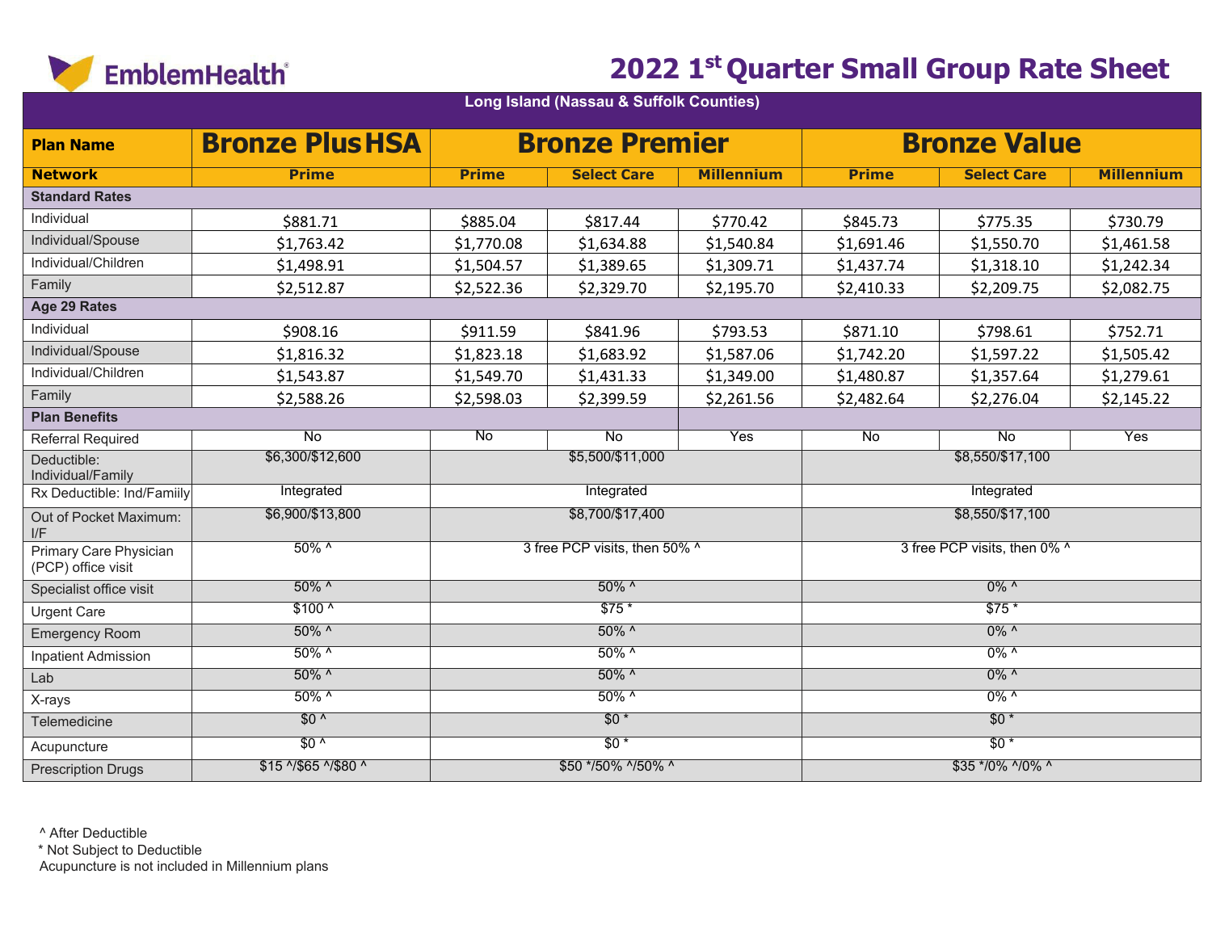EmblemHealth

# 2022 1st Quarter Small Group Rate Sheet

| Long Island (Nassau & Suffolk Counties) | | | | | | | |
|---|---|---|---|---|---|---|---|
| **Plan Name** | **Bronze Plus HSA** | **Bronze Premier** | | | **Bronze Value** | | |
| **Network** | **Prime** | **Prime** | **Select Care** | **Millennium** | **Prime** | **Select Care** | **Millennium** |
| **Standard Rates** | | | | | | | |
| Individual | $881.71 | $885.04 | $817.44 | $770.42 | $845.73 | $775.35 | $730.79 |
| Individual/Spouse | $1,763.42 | $1,770.08 | $1,634.88 | $1,540.84 | $1,691.46 | $1,550.70 | $1,461.58 |
| Individual/Children | $1,498.91 | $1,504.57 | $1,389.65 | $1,309.71 | $1,437.74 | $1,318.10 | $1,242.34 |
| Family | $2,512.87 | $2,522.36 | $2,329.70 | $2,195.70 | $2,410.33 | $2,209.75 | $2,082.75 |
| **Age 29 Rates** | | | | | | | |
| Individual | $908.16 | $911.59 | $841.96 | $793.53 | $871.10 | $798.61 | $752.71 |
| Individual/Spouse | $1,816.32 | $1,823.18 | $1,683.92 | $1,587.06 | $1,742.20 | $1,597.22 | $1,505.42 |
| Individual/Children | $1,543.87 | $1,549.70 | $1,431.33 | $1,349.00 | $1,480.87 | $1,357.64 | $1,279.61 |
| Family | $2,588.26 | $2,598.03 | $2,399.59 | $2,261.56 | $2,482.64 | $2,276.04 | $2,145.22 |
| **Plan Benefits** | | | | | | | |
| Referral Required | No | No | No | Yes | No | No | Yes |
| Deductible: Individual/Family | $6,300/$12,600 | $5,500/$11,000 | | | $8,550/$17,100 | | |
| Rx Deductible: Ind/Famiily | Integrated | Integrated | | | Integrated | | |
| Out of Pocket Maximum: I/F | $6,900/$13,800 | $8,700/$17,400 | | | $8,550/$17,100 | | |
| Primary Care Physician (PCP) office visit | 50% ^ | 3 free PCP visits, then 50% ^ | | | 3 free PCP visits, then 0% ^ | | |
| Specialist office visit | 50% ^ | 50% ^ | | | 0% ^ | | |
| Urgent Care | $100 ^ | $75 * | | | $75 * | | |
| Emergency Room | 50% ^ | 50% ^ | | | 0% ^ | | |
| Inpatient Admission | 50% ^ | 50% ^ | | | 0% ^ | | |
| Lab | 50% ^ | 50% ^ | | | 0% ^ | | |
| X-rays | 50% ^ | 50% ^ | | | 0% ^ | | |
| Telemedicine | $0 ^ | $0 * | | | $0 * | | |
| Acupuncture | $0 ^ | $0 * | | | $0 * | | |
| Prescription Drugs | $15 ^/$65 ^/$80 ^ | $50 */50% ^/50% ^ | | | $35 */0% ^/0% ^ | | |

^ After Deductible
* Not Subject to Deductible
Acupuncture is not included in Millennium plans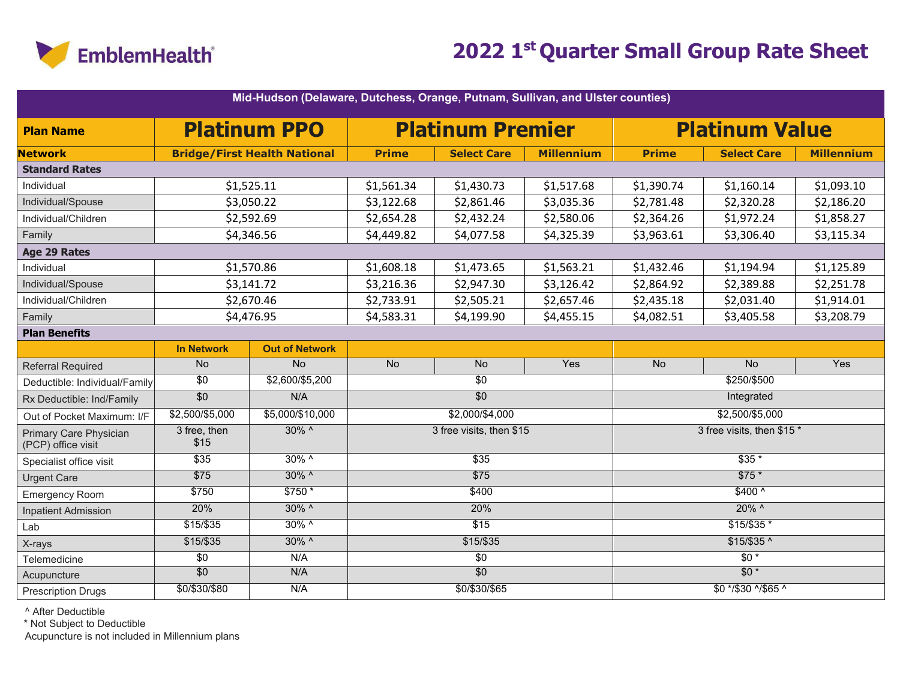EmblemHealth

# 2022 1st Quarter Small Group Rate Sheet

| Mid-Hudson (Delaware, Dutchess, Orange, Putnam, Sullivan, and Ulster counties) | | | | | | | | |
|---|---|---|---|---|---|---|---|---|
| **Plan Name** | **Platinum PPO** | | **Platinum Premier** | | | **Platinum Value** | | |
| **Network** | **Bridge/First Health National** | | **Prime** | **Select Care** | **Millennium** | **Prime** | **Select Care** | **Millennium** |
| **Standard Rates** | | | | | | | | |
| Individual | $1,525.11 | | $1,561.34 | $1,430.73 | $1,517.68 | $1,390.74 | $1,160.14 | $1,093.10 |
| Individual/Spouse | $3,050.22 | | $3,122.68 | $2,861.46 | $3,035.36 | $2,781.48 | $2,320.28 | $2,186.20 |
| Individual/Children | $2,592.69 | | $2,654.28 | $2,432.24 | $2,580.06 | $2,364.26 | $1,972.24 | $1,858.27 |
| Family | $4,346.56 | | $4,449.82 | $4,077.58 | $4,325.39 | $3,963.61 | $3,306.40 | $3,115.34 |
| **Age 29 Rates** | | | | | | | | |
| Individual | $1,570.86 | | $1,608.18 | $1,473.65 | $1,563.21 | $1,432.46 | $1,194.94 | $1,125.89 |
| Individual/Spouse | $3,141.72 | | $3,216.36 | $2,947.30 | $3,126.42 | $2,864.92 | $2,389.88 | $2,251.78 |
| Individual/Children | $2,670.46 | | $2,733.91 | $2,505.21 | $2,657.46 | $2,435.18 | $2,031.40 | $1,914.01 |
| Family | $4,476.95 | | $4,583.31 | $4,199.90 | $4,455.15 | $4,082.51 | $3,405.58 | $3,208.79 |
| **Plan Benefits** | | | | | | | | |
| | **In Network** | **Out of Network** | | | | | | |
| Referral Required | No | No | No | No | Yes | No | No | Yes |
| Deductible: Individual/Family | $0 | $2,600/$5,200 | $0 | | | $250/$500 | | |
| Rx Deductible: Ind/Family | $0 | N/A | $0 | | | Integrated | | |
| Out of Pocket Maximum: I/F | $2,500/$5,000 | $5,000/$10,000 | $2,000/$4,000 | | | $2,500/$5,000 | | |
| Primary Care Physician (PCP) office visit | 3 free, then $15 | 30% ^ | 3 free visits, then $15 | | | 3 free visits, then $15 * | | |
| Specialist office visit | $35 | 30% ^ | $35 | | | $35 * | | |
| Urgent Care | $75 | 30% ^ | $75 | | | $75 * | | |
| Emergency Room | $750 | $750 * | $400 | | | $400 ^ | | |
| Inpatient Admission | 20% | 30% ^ | 20% | | | 20% ^ | | |
| Lab | $15/$35 | 30% ^ | $15 | | | $15/$35 * | | |
| X-rays | $15/$35 | 30% ^ | $15/$35 | | | $15/$35 ^ | | |
| Telemedicine | $0 | N/A | $0 | | | $0 * | | |
| Acupuncture | $0 | N/A | $0 | | | $0 * | | |
| Prescription Drugs | $0/$30/$80 | N/A | $0/$30/$65 | | | $0 */$30 ^/$65 ^ | | |

^ After Deductible
* Not Subject to Deductible
Acupuncture is not included in Millennium plans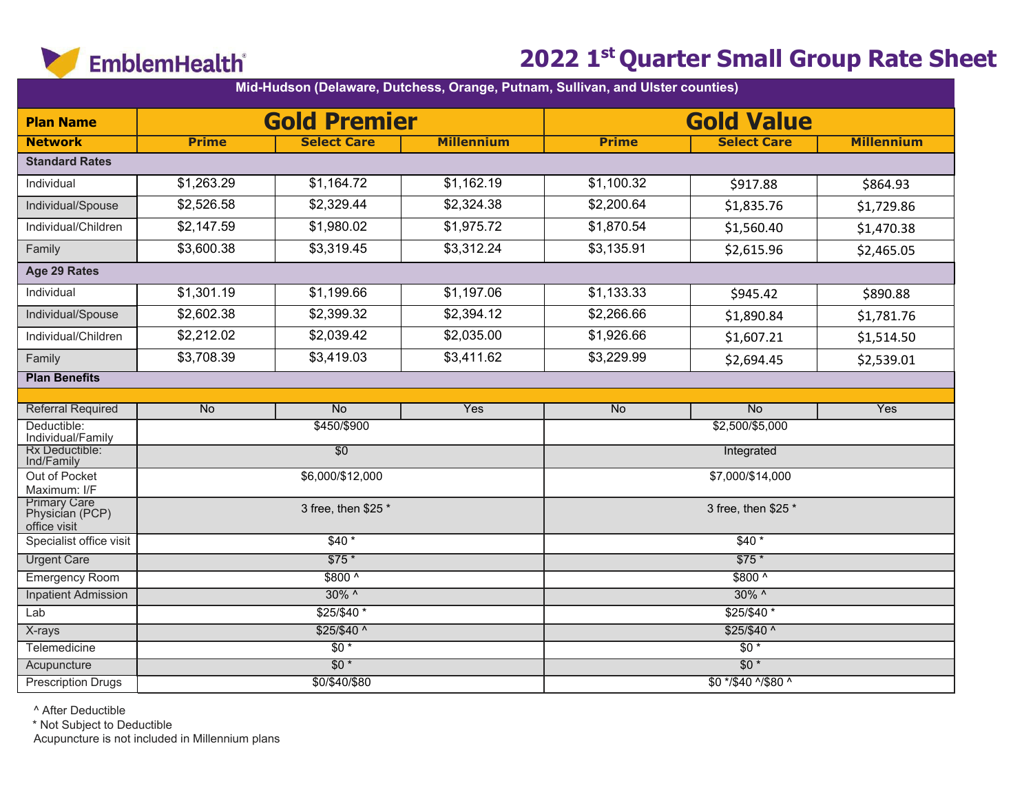EmblemHealth

# 2022 1st Quarter Small Group Rate Sheet

| Mid-Hudson (Delaware, Dutchess, Orange, Putnam, Sullivan, and Ulster counties) | | | | | | |
|---|---|---|---|---|---|---|
| **Plan Name** | **Gold Premier** | | | **Gold Value** | | |
| **Network** | **Prime** | **Select Care** | **Millennium** | **Prime** | **Select Care** | **Millennium** |
| **Standard Rates** | | | | | | |
| Individual | $1,263.29 | $1,164.72 | $1,162.19 | $1,100.32 | $917.88 | $864.93 |
| Individual/Spouse | $2,526.58 | $2,329.44 | $2,324.38 | $2,200.64 | $1,835.76 | $1,729.86 |
| Individual/Children | $2,147.59 | $1,980.02 | $1,975.72 | $1,870.54 | $1,560.40 | $1,470.38 |
| Family | $3,600.38 | $3,319.45 | $3,312.24 | $3,135.91 | $2,615.96 | $2,465.05 |
| **Age 29 Rates** | | | | | | |
| Individual | $1,301.19 | $1,199.66 | $1,197.06 | $1,133.33 | $945.42 | $890.88 |
| Individual/Spouse | $2,602.38 | $2,399.32 | $2,394.12 | $2,266.66 | $1,890.84 | $1,781.76 |
| Individual/Children | $2,212.02 | $2,039.42 | $2,035.00 | $1,926.66 | $1,607.21 | $1,514.50 |
| Family | $3,708.39 | $3,419.03 | $3,411.62 | $3,229.99 | $2,694.45 | $2,539.01 |
| **Plan Benefits** | | | | | | |
| Referral Required | No | No | Yes | No | No | Yes |
| Deductible: Individual/Family | $450/$900 | | | $2,500/$5,000 | | |
| Rx Deductible: Ind/Family | $0 | | | Integrated | | |
| Out of Pocket Maximum: I/F | $6,000/$12,000 | | | $7,000/$14,000 | | |
| Primary Care Physician (PCP) office visit | 3 free, then $25 * | | | 3 free, then $25 * | | |
| Specialist office visit | $40 * | | | $40 * | | |
| Urgent Care | $75 * | | | $75 * | | |
| Emergency Room | $800 ^ | | | $800 ^ | | |
| Inpatient Admission | 30% ^ | | | 30% ^ | | |
| Lab | $25/$40 * | | | $25/$40 * | | |
| X-rays | $25/$40 ^ | | | $25/$40 ^ | | |
| Telemedicine | $0 * | | | $0 * | | |
| Acupuncture | $0 * | | | $0 * | | |
| Prescription Drugs | $0/$40/$80 | | | $0 */$40 ^/$80 ^ | | |

^ After Deductible

* Not Subject to Deductible

Acupuncture is not included in Millennium plans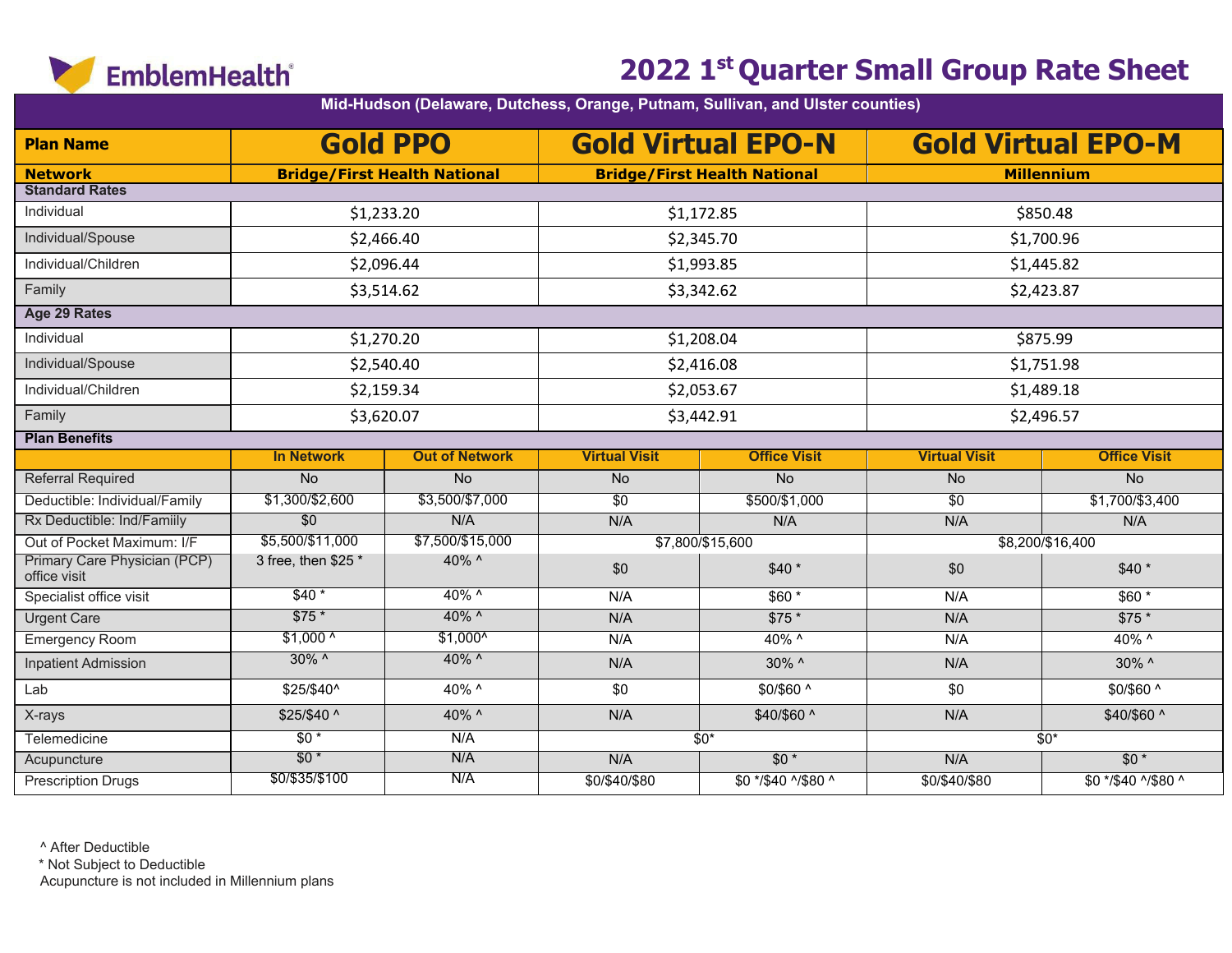EmblemHealth®

# 2022 1st Quarter Small Group Rate Sheet

Mid-Hudson (Delaware, Dutchess, Orange, Putnam, Sullivan, and Ulster counties)

| Plan Name | Gold PPO | | Gold Virtual EPO-N | | Gold Virtual EPO-M | |
|---|---|---|---|---|---|---|
| Network | Bridge/First Health National | | Bridge/First Health National | | Millennium | |
| **Standard Rates** | | | | | | |
| Individual | $1,233.20 | | $1,172.85 | | $850.48 | |
| Individual/Spouse | $2,466.40 | | $2,345.70 | | $1,700.96 | |
| Individual/Children | $2,096.44 | | $1,993.85 | | $1,445.82 | |
| Family | $3,514.62 | | $3,342.62 | | $2,423.87 | |
| **Age 29 Rates** | | | | | | |
| Individual | $1,270.20 | | $1,208.04 | | $875.99 | |
| Individual/Spouse | $2,540.40 | | $2,416.08 | | $1,751.98 | |
| Individual/Children | $2,159.34 | | $2,053.67 | | $1,489.18 | |
| Family | $3,620.07 | | $3,442.91 | | $2,496.57 | |
| **Plan Benefits** | | | | | | |
| | In Network | Out of Network | Virtual Visit | Office Visit | Virtual Visit | Office Visit |
| Referral Required | No | No | No | No | No | No |
| Deductible: Individual/Family | $1,300/$2,600 | $3,500/$7,000 | $0 | $500/$1,000 | $0 | $1,700/$3,400 |
| Rx Deductible: Ind/Famiily | $0 | N/A | N/A | N/A | N/A | N/A |
| Out of Pocket Maximum: I/F | $5,500/$11,000 | $7,500/$15,000 | $7,800/$15,600 | | $8,200/$16,400 | |
| Primary Care Physician (PCP) office visit | 3 free, then $25 * | 40% ^ | $0 | $40 * | $0 | $40 * |
| Specialist office visit | $40 * | 40% ^ | N/A | $60 * | N/A | $60 * |
| Urgent Care | $75 * | 40% ^ | N/A | $75 * | N/A | $75 * |
| Emergency Room | $1,000 ^ | $1,000^ | N/A | 40% ^ | N/A | 40% ^ |
| Inpatient Admission | 30% ^ | 40% ^ | N/A | 30% ^ | N/A | 30% ^ |
| Lab | $25/$40^ | 40% ^ | $0 | $0/$60 ^ | $0 | $0/$60 ^ |
| X-rays | $25/$40 ^ | 40% ^ | N/A | $40/$60 ^ | N/A | $40/$60 ^ |
| Telemedicine | $0 * | N/A | $0* | | $0* | |
| Acupuncture | $0 * | N/A | N/A | $0 * | N/A | $0 * |
| Prescription Drugs | $0/$35/$100 | N/A | $0/$40/$80 | $0 */$40 ^/$80 ^ | $0/$40/$80 | $0 */$40 ^/$80 ^ |

^ After Deductible
* Not Subject to Deductible
Acupuncture is not included in Millennium plans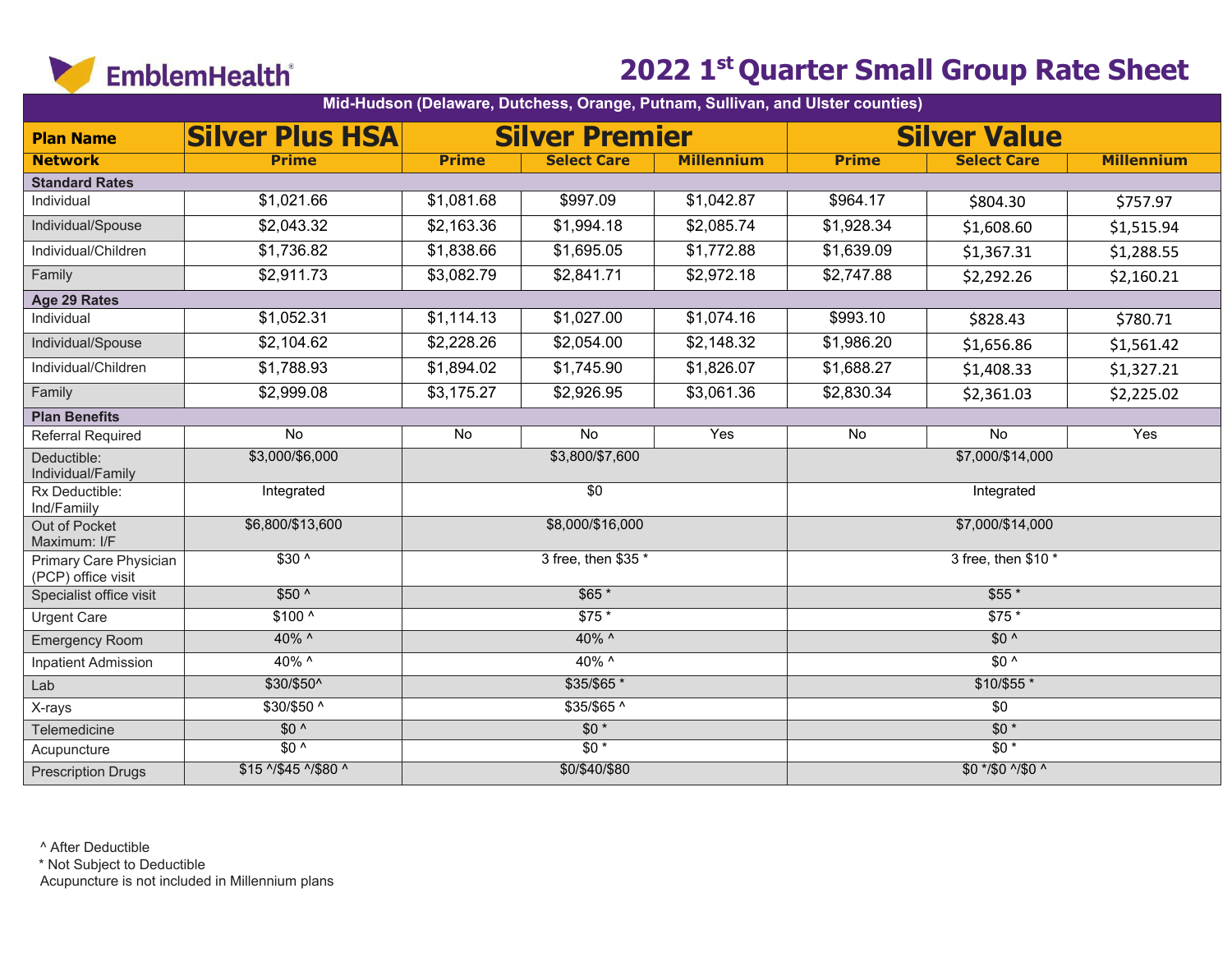EmblemHealth

# 2022 1st Quarter Small Group Rate Sheet

| Mid-Hudson (Delaware, Dutchess, Orange, Putnam, Sullivan, and Ulster counties) | | | | | | | |
|---|---|---|---|---|---|---|---|
| **Plan Name** | **Silver Plus HSA** | **Silver Premier** | | | **Silver Value** | | |
| **Network** | **Prime** | **Prime** | **Select Care** | **Millennium** | **Prime** | **Select Care** | **Millennium** |
| **Standard Rates** | | | | | | | |
| Individual | $1,021.66 | $1,081.68 | $997.09 | $1,042.87 | $964.17 | $804.30 | $757.97 |
| Individual/Spouse | $2,043.32 | $2,163.36 | $1,994.18 | $2,085.74 | $1,928.34 | $1,608.60 | $1,515.94 |
| Individual/Children | $1,736.82 | $1,838.66 | $1,695.05 | $1,772.88 | $1,639.09 | $1,367.31 | $1,288.55 |
| Family | $2,911.73 | $3,082.79 | $2,841.71 | $2,972.18 | $2,747.88 | $2,292.26 | $2,160.21 |
| **Age 29 Rates** | | | | | | | |
| Individual | $1,052.31 | $1,114.13 | $1,027.00 | $1,074.16 | $993.10 | $828.43 | $780.71 |
| Individual/Spouse | $2,104.62 | $2,228.26 | $2,054.00 | $2,148.32 | $1,986.20 | $1,656.86 | $1,561.42 |
| Individual/Children | $1,788.93 | $1,894.02 | $1,745.90 | $1,826.07 | $1,688.27 | $1,408.33 | $1,327.21 |
| Family | $2,999.08 | $3,175.27 | $2,926.95 | $3,061.36 | $2,830.34 | $2,361.03 | $2,225.02 |
| **Plan Benefits** | | | | | | | |
| Referral Required | No | No | No | Yes | No | No | Yes |
| Deductible: Individual/Family | $3,000/$6,000 | $3,800/$7,600 | | | $7,000/$14,000 | | |
| Rx Deductible: Ind/Famiily | Integrated | $0 | | | Integrated | | |
| Out of Pocket Maximum: I/F | $6,800/$13,600 | $8,000/$16,000 | | | $7,000/$14,000 | | |
| Primary Care Physician (PCP) office visit | $30 ^ | 3 free, then $35 * | | | 3 free, then $10 * | | |
| Specialist office visit | $50 ^ | $65 * | | | $55 * | | |
| Urgent Care | $100 ^ | $75 * | | | $75 * | | |
| Emergency Room | 40% ^ | 40% ^ | | | $0 ^ | | |
| Inpatient Admission | 40% ^ | 40% ^ | | | $0 ^ | | |
| Lab | $30/$50^ | $35/$65 * | | | $10/$55 * | | |
| X-rays | $30/$50 ^ | $35/$65 ^ | | | $0 | | |
| Telemedicine | $0 ^ | $0 * | | | $0 * | | |
| Acupuncture | $0 ^ | $0 * | | | $0 * | | |
| Prescription Drugs | $15 ^/$45 ^/$80 ^ | $0/$40/$80 | | | $0 */$0 ^/$0 ^ | | |

^ After Deductible

* Not Subject to Deductible

Acupuncture is not included in Millennium plans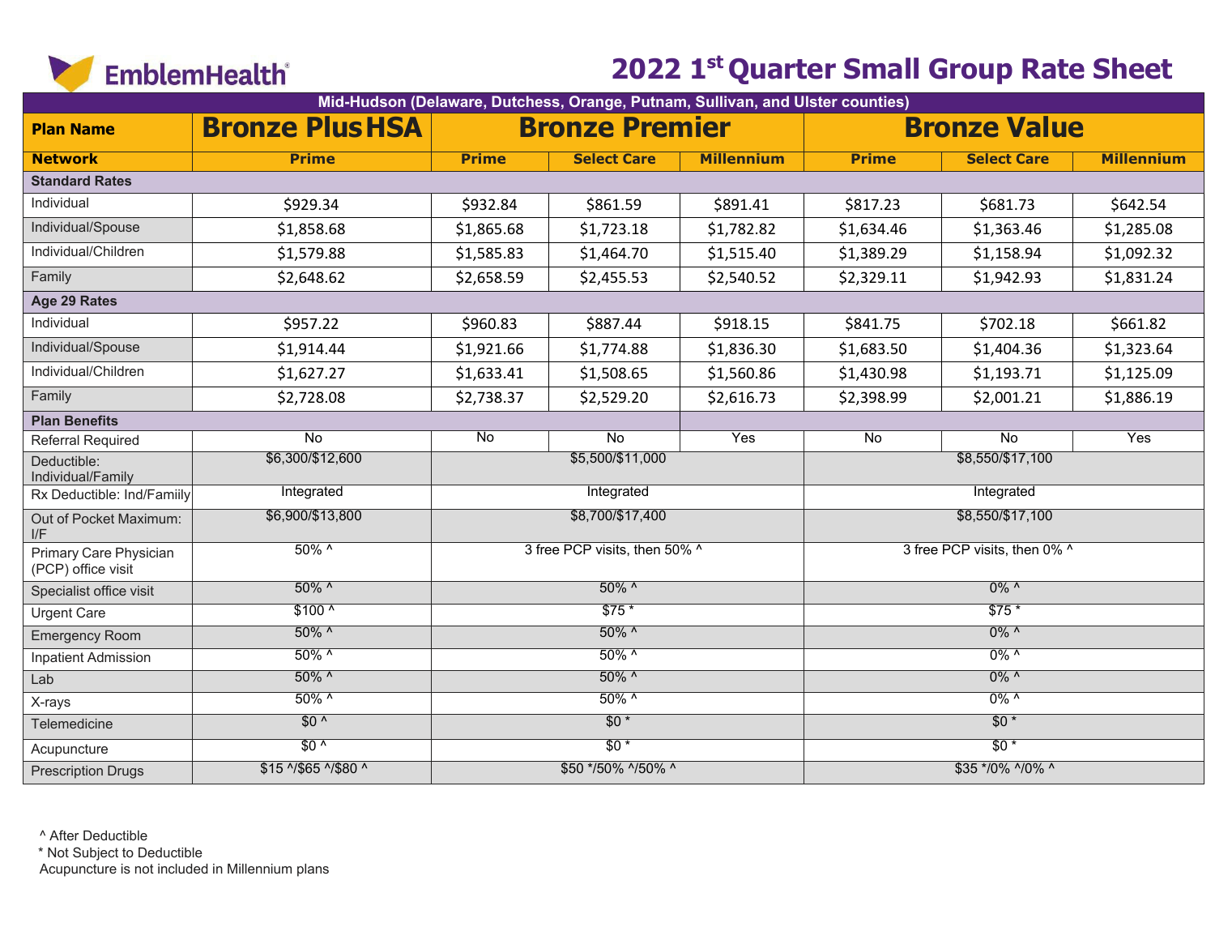EmblemHealth®

# 2022 1st Quarter Small Group Rate Sheet

| Mid-Hudson (Delaware, Dutchess, Orange, Putnam, Sullivan, and Ulster counties) | | | | | | | |
|---|---|---|---|---|---|---|---|
| **Plan Name** | **Bronze Plus HSA** | **Bronze Premier** | | | **Bronze Value** | | |
| **Network** | **Prime** | **Prime** | **Select Care** | **Millennium** | **Prime** | **Select Care** | **Millennium** |
| **Standard Rates** | | | | | | | |
| Individual | $929.34 | $932.84 | $861.59 | $891.41 | $817.23 | $681.73 | $642.54 |
| Individual/Spouse | $1,858.68 | $1,865.68 | $1,723.18 | $1,782.82 | $1,634.46 | $1,363.46 | $1,285.08 |
| Individual/Children | $1,579.88 | $1,585.83 | $1,464.70 | $1,515.40 | $1,389.29 | $1,158.94 | $1,092.32 |
| Family | $2,648.62 | $2,658.59 | $2,455.53 | $2,540.52 | $2,329.11 | $1,942.93 | $1,831.24 |
| **Age 29 Rates** | | | | | | | |
| Individual | $957.22 | $960.83 | $887.44 | $918.15 | $841.75 | $702.18 | $661.82 |
| Individual/Spouse | $1,914.44 | $1,921.66 | $1,774.88 | $1,836.30 | $1,683.50 | $1,404.36 | $1,323.64 |
| Individual/Children | $1,627.27 | $1,633.41 | $1,508.65 | $1,560.86 | $1,430.98 | $1,193.71 | $1,125.09 |
| Family | $2,728.08 | $2,738.37 | $2,529.20 | $2,616.73 | $2,398.99 | $2,001.21 | $1,886.19 |
| **Plan Benefits** | | | | | | | |
| Referral Required | No | No | No | Yes | No | No | Yes |
| Deductible: Individual/Family | $6,300/$12,600 | $5,500/$11,000 | | | $8,550/$17,100 | | |
| Rx Deductible: Ind/Famiily | Integrated | Integrated | | | Integrated | | |
| Out of Pocket Maximum: I/F | $6,900/$13,800 | $8,700/$17,400 | | | $8,550/$17,100 | | |
| Primary Care Physician (PCP) office visit | 50% ^ | 3 free PCP visits, then 50% ^ | | | 3 free PCP visits, then 0% ^ | | |
| Specialist office visit | 50% ^ | 50% ^ | | | 0% ^ | | |
| Urgent Care | $100 ^ | $75 * | | | $75 * | | |
| Emergency Room | 50% ^ | 50% ^ | | | 0% ^ | | |
| Inpatient Admission | 50% ^ | 50% ^ | | | 0% ^ | | |
| Lab | 50% ^ | 50% ^ | | | 0% ^ | | |
| X-rays | 50% ^ | 50% ^ | | | 0% ^ | | |
| Telemedicine | $0 ^ | $0 * | | | $0 * | | |
| Acupuncture | $0 ^ | $0 * | | | $0 * | | |
| Prescription Drugs | $15 ^/$65 ^/$80 ^ | $50 */50% ^/50% ^ | | | $35 */0% ^/0% ^ | | |

^ After Deductible
* Not Subject to Deductible
Acupuncture is not included in Millennium plans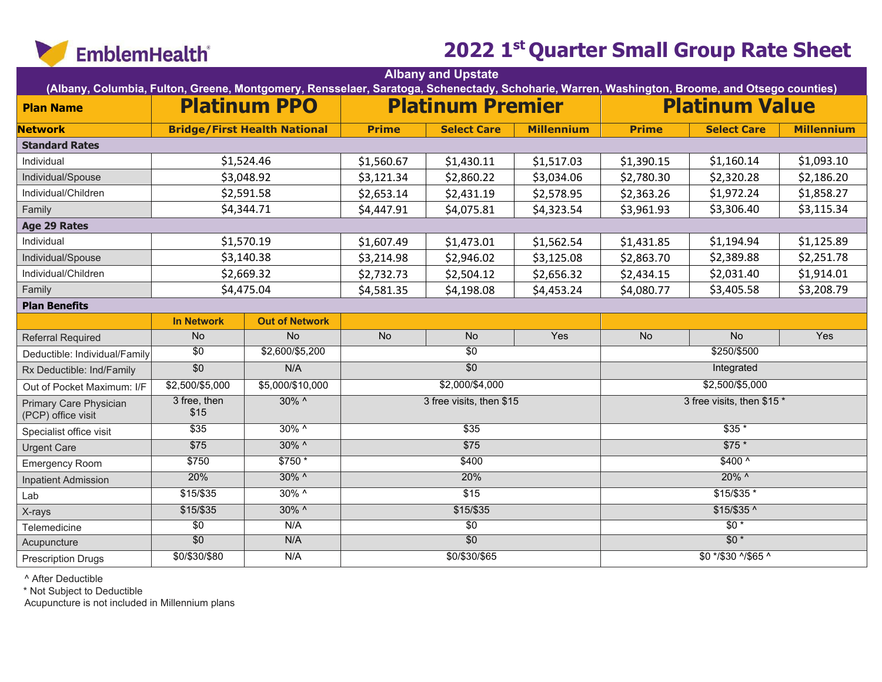# EmblemHealth

## 2022 1st Quarter Small Group Rate Sheet

**Albany and Upstate**
**(Albany, Columbia, Fulton, Greene, Montgomery, Rensselaer, Saratoga, Schenectady, Schoharie, Warren, Washington, Broome, and Otsego counties)**

| Plan Name | Platinum PPO | | Platinum Premier | | | Platinum Value | | |
|---|---|---|---|---|---|---|---|---|
| Network | Bridge/First Health National | | Prime | Select Care | Millennium | Prime | Select Care | Millennium |
| **Standard Rates** | | | | | | | | |
| Individual | $1,524.46 | | $1,560.67 | $1,430.11 | $1,517.03 | $1,390.15 | $1,160.14 | $1,093.10 |
| Individual/Spouse | $3,048.92 | | $3,121.34 | $2,860.22 | $3,034.06 | $2,780.30 | $2,320.28 | $2,186.20 |
| Individual/Children | $2,591.58 | | $2,653.14 | $2,431.19 | $2,578.95 | $2,363.26 | $1,972.24 | $1,858.27 |
| Family | $4,344.71 | | $4,447.91 | $4,075.81 | $4,323.54 | $3,961.93 | $3,306.40 | $3,115.34 |
| **Age 29 Rates** | | | | | | | | |
| Individual | $1,570.19 | | $1,607.49 | $1,473.01 | $1,562.54 | $1,431.85 | $1,194.94 | $1,125.89 |
| Individual/Spouse | $3,140.38 | | $3,214.98 | $2,946.02 | $3,125.08 | $2,863.70 | $2,389.88 | $2,251.78 |
| Individual/Children | $2,669.32 | | $2,732.73 | $2,504.12 | $2,656.32 | $2,434.15 | $2,031.40 | $1,914.01 |
| Family | $4,475.04 | | $4,581.35 | $4,198.08 | $4,453.24 | $4,080.77 | $3,405.58 | $3,208.79 |
| **Plan Benefits** | | | | | | | | |
| | In Network | Out of Network | | | | | | |
| Referral Required | No | No | No | No | Yes | No | No | Yes |
| Deductible: Individual/Family | $0 | $2,600/$5,200 | $0 | | | $250/$500 | | |
| Rx Deductible: Ind/Family | $0 | N/A | $0 | | | Integrated | | |
| Out of Pocket Maximum: I/F | $2,500/$5,000 | $5,000/$10,000 | $2,000/$4,000 | | | $2,500/$5,000 | | |
| Primary Care Physician (PCP) office visit | 3 free, then $15 | 30% ^ | 3 free visits, then $15 | | | 3 free visits, then $15 * | | |
| Specialist office visit | $35 | 30% ^ | $35 | | | $35 * | | |
| Urgent Care | $75 | 30% ^ | $75 | | | $75 * | | |
| Emergency Room | $750 | $750 * | $400 | | | $400 ^ | | |
| Inpatient Admission | 20% | 30% ^ | 20% | | | 20% ^ | | |
| Lab | $15/$35 | 30% ^ | $15 | | | $15/$35 * | | |
| X-rays | $15/$35 | 30% ^ | $15/$35 | | | $15/$35 ^ | | |
| Telemedicine | $0 | N/A | $0 | | | $0 * | | |
| Acupuncture | $0 | N/A | $0 | | | $0 * | | |
| Prescription Drugs | $0/$30/$80 | N/A | $0/$30/$65 | | | $0 */$30 ^/$65 ^ | | |

^ After Deductible
* Not Subject to Deductible
Acupuncture is not included in Millennium plans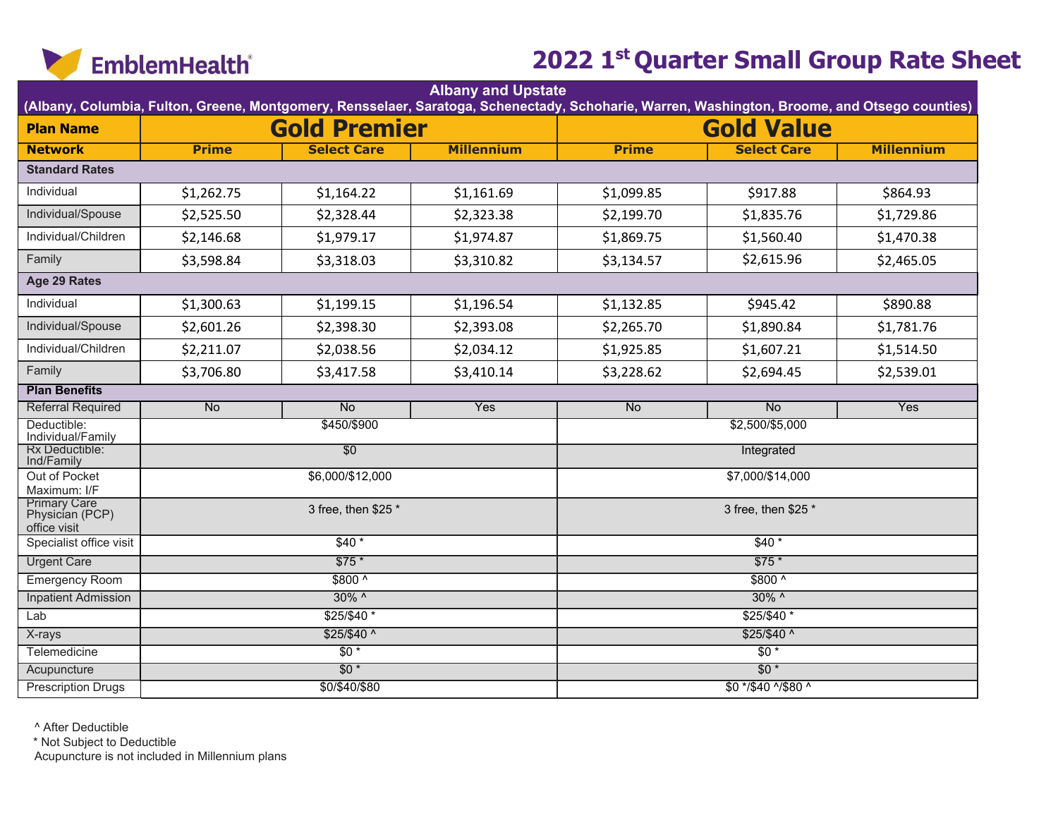EmblemHealth

# 2022 1st Quarter Small Group Rate Sheet

| Albany and Upstate (Albany, Columbia, Fulton, Greene, Montgomery, Rensselaer, Saratoga, Schenectady, Schoharie, Warren, Washington, Broome, and Otsego counties) | | | | | | |
|---|---|---|---|---|---|---|
| **Plan Name** | **Gold Premier** | | | **Gold Value** | | |
| **Network** | **Prime** | **Select Care** | **Millennium** | **Prime** | **Select Care** | **Millennium** |
| **Standard Rates** | | | | | | |
| Individual | $1,262.75 | $1,164.22 | $1,161.69 | $1,099.85 | $917.88 | $864.93 |
| Individual/Spouse | $2,525.50 | $2,328.44 | $2,323.38 | $2,199.70 | $1,835.76 | $1,729.86 |
| Individual/Children | $2,146.68 | $1,979.17 | $1,974.87 | $1,869.75 | $1,560.40 | $1,470.38 |
| Family | $3,598.84 | $3,318.03 | $3,310.82 | $3,134.57 | $2,615.96 | $2,465.05 |
| **Age 29 Rates** | | | | | | |
| Individual | $1,300.63 | $1,199.15 | $1,196.54 | $1,132.85 | $945.42 | $890.88 |
| Individual/Spouse | $2,601.26 | $2,398.30 | $2,393.08 | $2,265.70 | $1,890.84 | $1,781.76 |
| Individual/Children | $2,211.07 | $2,038.56 | $2,034.12 | $1,925.85 | $1,607.21 | $1,514.50 |
| Family | $3,706.80 | $3,417.58 | $3,410.14 | $3,228.62 | $2,694.45 | $2,539.01 |
| **Plan Benefits** | | | | | | |
| Referral Required | No | No | Yes | No | No | Yes |
| Deductible: Individual/Family | $450/$900 | | | $2,500/$5,000 | | |
| Rx Deductible: Ind/Family | $0 | | | Integrated | | |
| Out of Pocket Maximum: I/F | $6,000/$12,000 | | | $7,000/$14,000 | | |
| Primary Care Physician (PCP) office visit | 3 free, then $25 * | | | 3 free, then $25 * | | |
| Specialist office visit | $40 * | | | $40 * | | |
| Urgent Care | $75 * | | | $75 * | | |
| Emergency Room | $800 ^ | | | $800 ^ | | |
| Inpatient Admission | 30% ^ | | | 30% ^ | | |
| Lab | $25/$40 * | | | $25/$40 * | | |
| X-rays | $25/$40 ^ | | | $25/$40 ^ | | |
| Telemedicine | $0 * | | | $0 * | | |
| Acupuncture | $0 * | | | $0 * | | |
| Prescription Drugs | $0/$40/$80 | | | $0 */$40 ^/$80 ^ | | |

^ After Deductible
\* Not Subject to Deductible
Acupuncture is not included in Millennium plans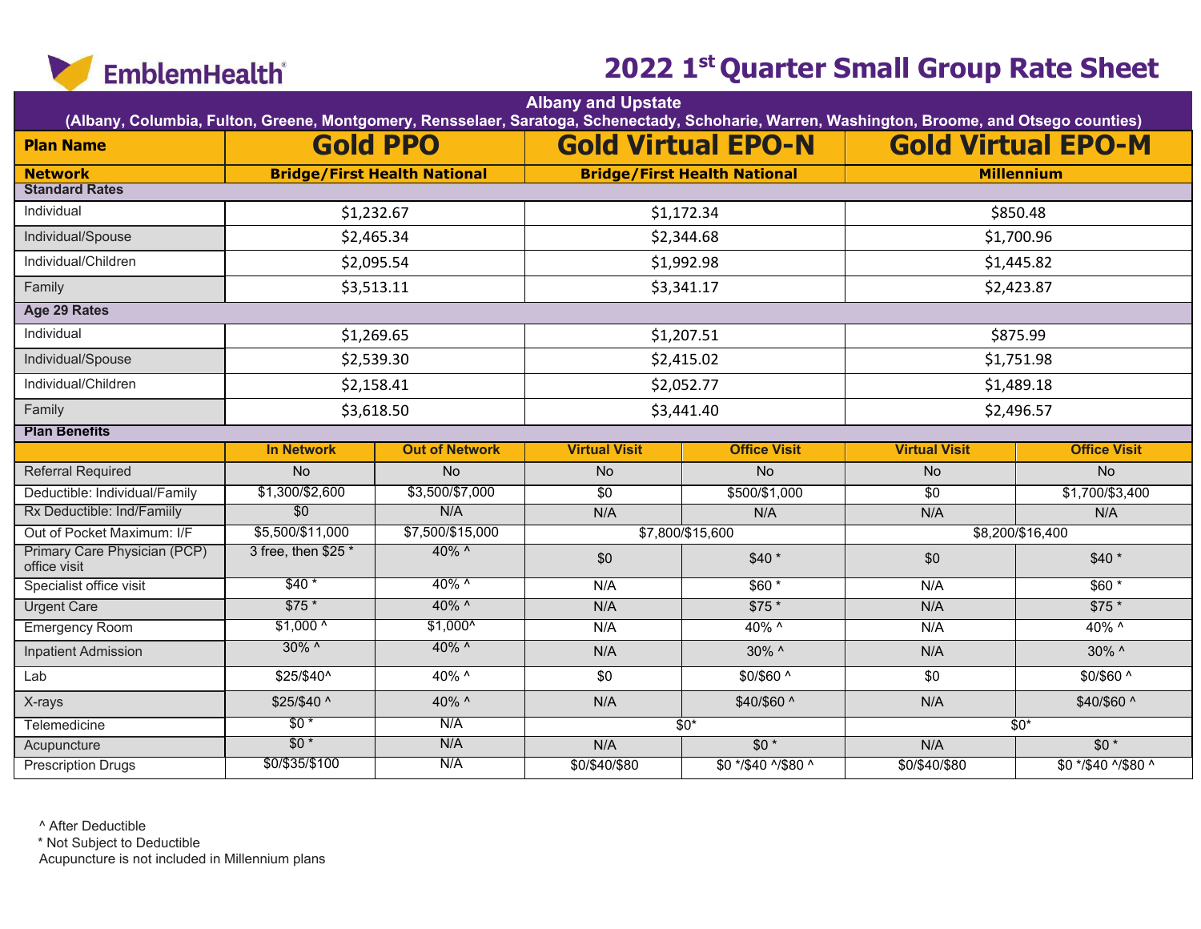# 2022 1st Quarter Small Group Rate Sheet

## Albany and Upstate

(Albany, Columbia, Fulton, Greene, Montgomery, Rensselaer, Saratoga, Schenectady, Schoharie, Warren, Washington, Broome, and Otsego counties)

| Plan Name | Gold PPO | | Gold Virtual EPO-N | | Gold Virtual EPO-M | |
|---|---|---|---|---|---|---|
| **Network** | **Bridge/First Health National** | | **Bridge/First Health National** | | **Millennium** | |
| **Standard Rates** | | | | | | |
| Individual | $1,232.67 | | $1,172.34 | | $850.48 | |
| Individual/Spouse | $2,465.34 | | $2,344.68 | | $1,700.96 | |
| Individual/Children | $2,095.54 | | $1,992.98 | | $1,445.82 | |
| Family | $3,513.11 | | $3,341.17 | | $2,423.87 | |
| **Age 29 Rates** | | | | | | |
| Individual | $1,269.65 | | $1,207.51 | | $875.99 | |
| Individual/Spouse | $2,539.30 | | $2,415.02 | | $1,751.98 | |
| Individual/Children | $2,158.41 | | $2,052.77 | | $1,489.18 | |
| Family | $3,618.50 | | $3,441.40 | | $2,496.57 | |
| **Plan Benefits** | | | | | | |
| | **In Network** | **Out of Network** | **Virtual Visit** | **Office Visit** | **Virtual Visit** | **Office Visit** |
| Referral Required | No | No | No | No | No | No |
| Deductible: Individual/Family | $1,300/$2,600 | $3,500/$7,000 | $0 | $500/$1,000 | $0 | $1,700/$3,400 |
| Rx Deductible: Ind/Famiily | $0 | N/A | N/A | N/A | N/A | N/A |
| Out of Pocket Maximum: I/F | $5,500/$11,000 | $7,500/$15,000 | $7,800/$15,600 | | $8,200/$16,400 | |
| Primary Care Physician (PCP) office visit | 3 free, then $25 * | 40% ^ | $0 | $40 * | $0 | $40 * |
| Specialist office visit | $40 * | 40% ^ | N/A | $60 * | N/A | $60 * |
| Urgent Care | $75 * | 40% ^ | N/A | $75 * | N/A | $75 * |
| Emergency Room | $1,000 ^ | $1,000^ | N/A | 40% ^ | N/A | 40% ^ |
| Inpatient Admission | 30% ^ | 40% ^ | N/A | 30% ^ | N/A | 30% ^ |
| Lab | $25/$40^ | 40% ^ | $0 | $0/$60 ^ | $0 | $0/$60 ^ |
| X-rays | $25/$40 ^ | 40% ^ | N/A | $40/$60 ^ | N/A | $40/$60 ^ |
| Telemedicine | $0 * | N/A | $0* | | $0* | |
| Acupuncture | $0 * | N/A | N/A | $0 * | N/A | $0 * |
| Prescription Drugs | $0/$35/$100 | N/A | $0/$40/$80 | $0 */$40 ^/$80 ^ | $0/$40/$80 | $0 */$40 ^/$80 ^ |

^ After Deductible
* Not Subject to Deductible
Acupuncture is not included in Millennium plans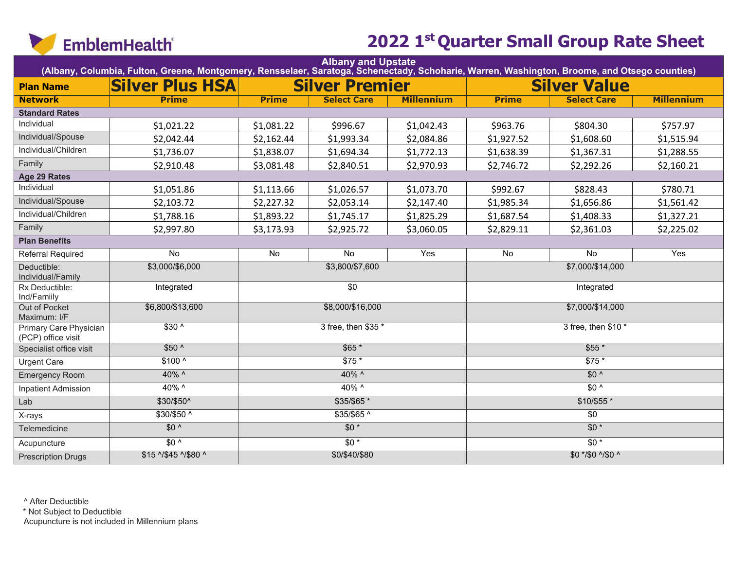EmblemHealth®

# 2022 1st Quarter Small Group Rate Sheet

| Albany and Upstate (Albany, Columbia, Fulton, Greene, Montgomery, Rensselaer, Saratoga, Schenectady, Schoharie, Warren, Washington, Broome, and Otsego counties) | | | | | | | |
|---|---|---|---|---|---|---|---|
| **Plan Name** | **Silver Plus HSA** | **Silver Premier** | | | **Silver Value** | | |
| **Network** | **Prime** | **Prime** | **Select Care** | **Millennium** | **Prime** | **Select Care** | **Millennium** |
| **Standard Rates** | | | | | | | |
| Individual | $1,021.22 | $1,081.22 | $996.67 | $1,042.43 | $963.76 | $804.30 | $757.97 |
| Individual/Spouse | $2,042.44 | $2,162.44 | $1,993.34 | $2,084.86 | $1,927.52 | $1,608.60 | $1,515.94 |
| Individual/Children | $1,736.07 | $1,838.07 | $1,694.34 | $1,772.13 | $1,638.39 | $1,367.31 | $1,288.55 |
| Family | $2,910.48 | $3,081.48 | $2,840.51 | $2,970.93 | $2,746.72 | $2,292.26 | $2,160.21 |
| **Age 29 Rates** | | | | | | | |
| Individual | $1,051.86 | $1,113.66 | $1,026.57 | $1,073.70 | $992.67 | $828.43 | $780.71 |
| Individual/Spouse | $2,103.72 | $2,227.32 | $2,053.14 | $2,147.40 | $1,985.34 | $1,656.86 | $1,561.42 |
| Individual/Children | $1,788.16 | $1,893.22 | $1,745.17 | $1,825.29 | $1,687.54 | $1,408.33 | $1,327.21 |
| Family | $2,997.80 | $3,173.93 | $2,925.72 | $3,060.05 | $2,829.11 | $2,361.03 | $2,225.02 |
| **Plan Benefits** | | | | | | | |
| Referral Required | No | No | No | Yes | No | No | Yes |
| Deductible: Individual/Family | $3,000/$6,000 | $3,800/$7,600 | | | $7,000/$14,000 | | |
| Rx Deductible: Ind/Famiily | Integrated | $0 | | | Integrated | | |
| Out of Pocket Maximum: I/F | $6,800/$13,600 | $8,000/$16,000 | | | $7,000/$14,000 | | |
| Primary Care Physician (PCP) office visit | $30 ^ | 3 free, then $35 * | | | 3 free, then $10 * | | |
| Specialist office visit | $50 ^ | $65 * | | | $55 * | | |
| Urgent Care | $100 ^ | $75 * | | | $75 * | | |
| Emergency Room | 40% ^ | 40% ^ | | | $0 ^ | | |
| Inpatient Admission | 40% ^ | 40% ^ | | | $0 ^ | | |
| Lab | $30/$50^ | $35/$65 * | | | $10/$55 * | | |
| X-rays | $30/$50 ^ | $35/$65 ^ | | | $0 | | |
| Telemedicine | $0 ^ | $0 * | | | $0 * | | |
| Acupuncture | $0 ^ | $0 * | | | $0 * | | |
| Prescription Drugs | $15 ^/$45 ^/$80 ^ | $0/$40/$80 | | | $0 */$0 ^/$0 ^ | | |

^ After Deductible
* Not Subject to Deductible
Acupuncture is not included in Millennium plans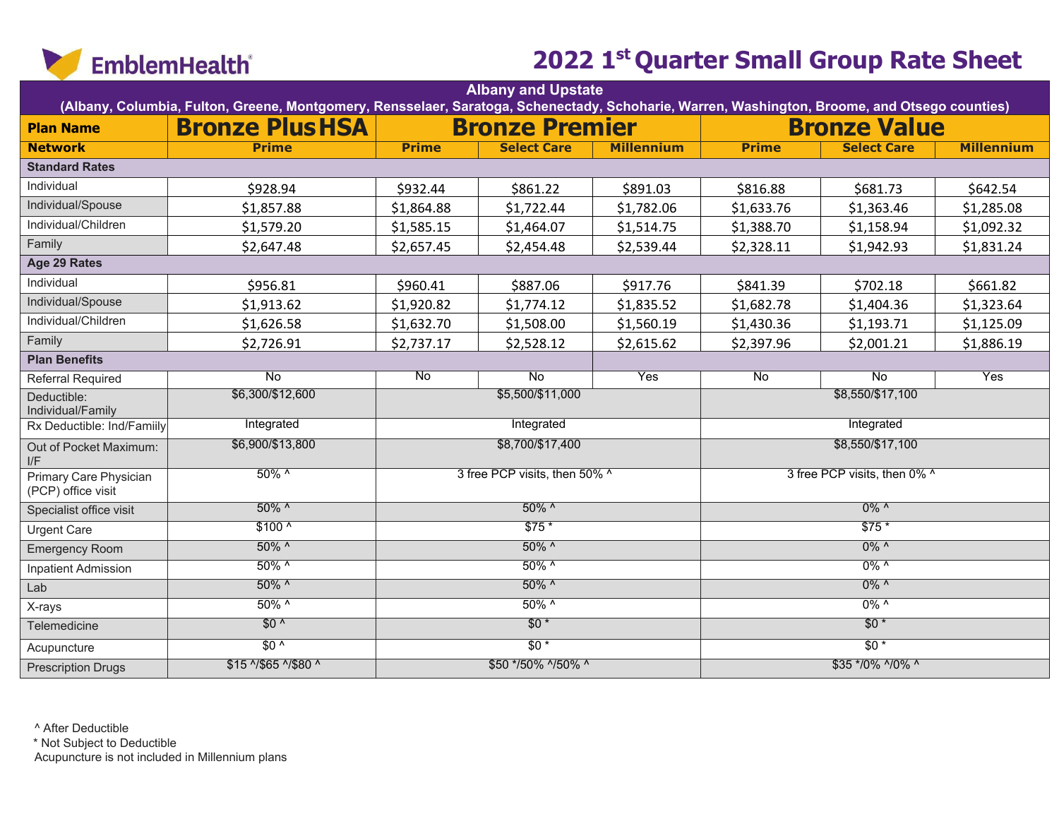EmblemHealth

# 2022 1st Quarter Small Group Rate Sheet

| Albany and Upstate (Albany, Columbia, Fulton, Greene, Montgomery, Rensselaer, Saratoga, Schenectady, Schoharie, Warren, Washington, Broome, and Otsego counties) | | | | | | | |
|---|---|---|---|---|---|---|---|
| **Plan Name** | **Bronze Plus HSA** | **Bronze Premier** | | | **Bronze Value** | | |
| **Network** | **Prime** | **Prime** | **Select Care** | **Millennium** | **Prime** | **Select Care** | **Millennium** |
| **Standard Rates** | | | | | | | |
| Individual | $928.94 | $932.44 | $861.22 | $891.03 | $816.88 | $681.73 | $642.54 |
| Individual/Spouse | $1,857.88 | $1,864.88 | $1,722.44 | $1,782.06 | $1,633.76 | $1,363.46 | $1,285.08 |
| Individual/Children | $1,579.20 | $1,585.15 | $1,464.07 | $1,514.75 | $1,388.70 | $1,158.94 | $1,092.32 |
| Family | $2,647.48 | $2,657.45 | $2,454.48 | $2,539.44 | $2,328.11 | $1,942.93 | $1,831.24 |
| **Age 29 Rates** | | | | | | | |
| Individual | $956.81 | $960.41 | $887.06 | $917.76 | $841.39 | $702.18 | $661.82 |
| Individual/Spouse | $1,913.62 | $1,920.82 | $1,774.12 | $1,835.52 | $1,682.78 | $1,404.36 | $1,323.64 |
| Individual/Children | $1,626.58 | $1,632.70 | $1,508.00 | $1,560.19 | $1,430.36 | $1,193.71 | $1,125.09 |
| Family | $2,726.91 | $2,737.17 | $2,528.12 | $2,615.62 | $2,397.96 | $2,001.21 | $1,886.19 |
| **Plan Benefits** | | | | | | | |
| Referral Required | No | No | No | Yes | No | No | Yes |
| Deductible: Individual/Family | $6,300/$12,600 | $5,500/$11,000 | | | $8,550/$17,100 | | |
| Rx Deductible: Ind/Famiily | Integrated | Integrated | | | Integrated | | |
| Out of Pocket Maximum: I/F | $6,900/$13,800 | $8,700/$17,400 | | | $8,550/$17,100 | | |
| Primary Care Physician (PCP) office visit | 50% ^ | 3 free PCP visits, then 50% ^ | | | 3 free PCP visits, then 0% ^ | | |
| Specialist office visit | 50% ^ | 50% ^ | | | 0% ^ | | |
| Urgent Care | $100 ^ | $75 * | | | $75 * | | |
| Emergency Room | 50% ^ | 50% ^ | | | 0% ^ | | |
| Inpatient Admission | 50% ^ | 50% ^ | | | 0% ^ | | |
| Lab | 50% ^ | 50% ^ | | | 0% ^ | | |
| X-rays | 50% ^ | 50% ^ | | | 0% ^ | | |
| Telemedicine | $0 ^ | $0 * | | | $0 * | | |
| Acupuncture | $0 ^ | $0 * | | | $0 * | | |
| Prescription Drugs | $15 ^/$65 ^/$80 ^ | $50 */50% ^/50% ^ | | | $35 */0% ^/0% ^ | | |

^ After Deductible

* Not Subject to Deductible

Acupuncture is not included in Millennium plans